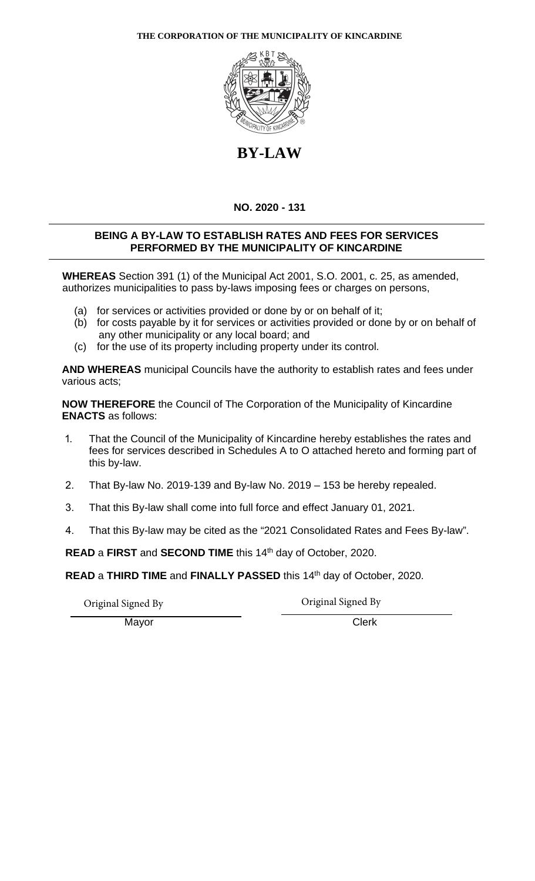**THE CORPORATION OF THE MUNICIPALITY OF KINCARDINE**

# BY-LAW

**NO. 2020 - 131**

**BEING A BY-LAW TO ESTABLISH RATES AND FEES FOR SERVICES PERFORMED BY THE MUNICIPALITY OF KINCARDINE**

**WHEREAS** Section 391 (1) of the Municipal Act 2001, S.O. 2001, c. 25, as amended, authorizes municipalities to pass by-laws imposing fees or charges on persons,

- (a) for services or activities provided or done by or on behalf of it;
- (b) for costs payable by it for services or activities provided or done by or on behalf of any other municipality or any local board; and
- (c) for the use of its property including property under its control.

**AND WHEREAS** municipal Councils have the authority to establish rates and fees under various acts;

**NOW THEREFORE** the Council of The Corporation of the Municipality of Kincardine **ENACTS** as follows:

1. That the Council of the Municipality of Kincardine hereby establishes the rates and fees for services described in Schedules A to O attached hereto and forming part of this by-law.
2. That By-law No. 2019-139 and By-law No. 2019 – 153 be hereby repealed.
3. That this By-law shall come into full force and effect January 01, 2021.
4. That this By-law may be cited as the “2021 Consolidated Rates and Fees By-law”.

**READ** a **FIRST** and **SECOND TIME** this 14th day of October, 2020.

**READ** a **THIRD TIME** and **FINALLY PASSED** this 14th day of October, 2020.

| Original Signed By | Original Signed By |
|---|---|
| Mayor | Clerk |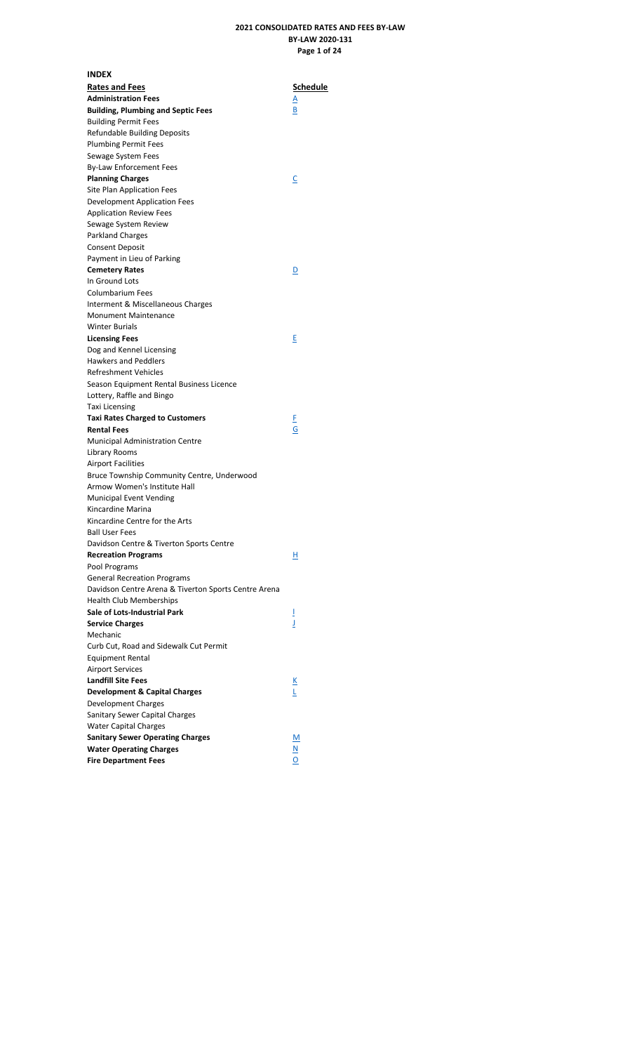# 2021 CONSOLIDATED RATES AND FEES BY-LAW

## BY-LAW 2020-131

### INDEX

| **Rates and Fees** | **Schedule** |
| --- | --- |
| **Administration Fees** | A |
| **Building, Plumbing and Septic Fees** | B |
| Building Permit Fees | |
| Refundable Building Deposits | |
| Plumbing Permit Fees | |
| Sewage System Fees | |
| By-Law Enforcement Fees | |
| **Planning Charges** | C |
| Site Plan Application Fees | |
| Development Application Fees | |
| Application Review Fees | |
| Sewage System Review | |
| Parkland Charges | |
| Consent Deposit | |
| Payment in Lieu of Parking | |
| **Cemetery Rates** | D |
| In Ground Lots | |
| Columbarium Fees | |
| Interment & Miscellaneous Charges | |
| Monument Maintenance | |
| Winter Burials | |
| **Licensing Fees** | E |
| Dog and Kennel Licensing | |
| Hawkers and Peddlers | |
| Refreshment Vehicles | |
| Season Equipment Rental Business Licence | |
| Lottery, Raffle and Bingo | |
| Taxi Licensing | |
| **Taxi Rates Charged to Customers** | F |
| **Rental Fees** | G |
| Municipal Administration Centre | |
| Library Rooms | |
| Airport Facilities | |
| Bruce Township Community Centre, Underwood | |
| Armow Women's Institute Hall | |
| Municipal Event Vending | |
| Kincardine Marina | |
| Kincardine Centre for the Arts | |
| Ball User Fees | |
| Davidson Centre & Tiverton Sports Centre | |
| **Recreation Programs** | H |
| Pool Programs | |
| General Recreation Programs | |
| Davidson Centre Arena & Tiverton Sports Centre Arena | |
| Health Club Memberships | |
| **Sale of Lots-Industrial Park** | I |
| **Service Charges** | J |
| Mechanic | |
| Curb Cut, Road and Sidewalk Cut Permit | |
| Equipment Rental | |
| Airport Services | |
| **Landfill Site Fees** | K |
| **Development & Capital Charges** | L |
| Development Charges | |
| Sanitary Sewer Capital Charges | |
| Water Capital Charges | |
| **Sanitary Sewer Operating Charges** | M |
| **Water Operating Charges** | N |
| **Fire Department Fees** | O |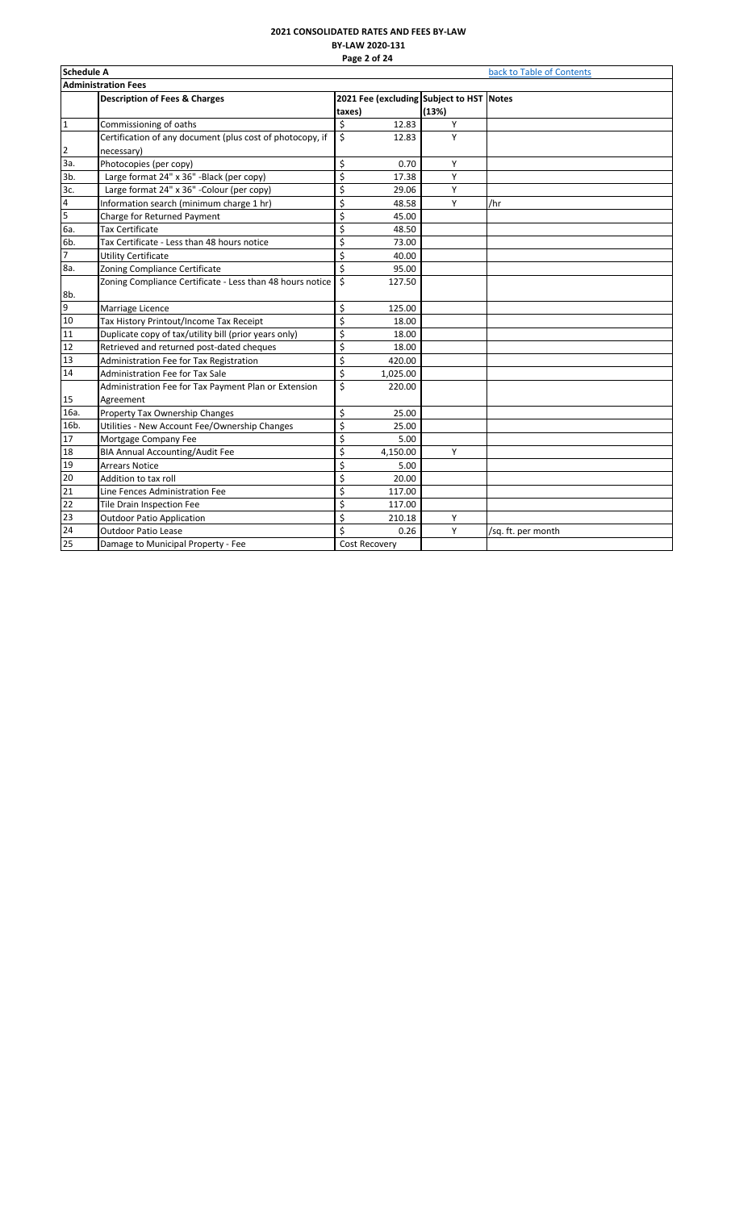# 2021 CONSOLIDATED RATES AND FEES BY-LAW

**BY-LAW 2020-131**

**Schedule A** — back to Table of Contents

## Administration Fees

| | Description of Fees & Charges | 2021 Fee (excluding taxes) | Subject to HST (13%) | Notes |
|---|---|---|---|---|
| 1 | Commissioning of oaths | $ 12.83 | Y | |
| 2 | Certification of any document (plus cost of photocopy, if necessary) | $ 12.83 | Y | |
| 3a. | Photocopies (per copy) | $ 0.70 | Y | |
| 3b. | Large format 24" x 36" -Black (per copy) | $ 17.38 | Y | |
| 3c. | Large format 24" x 36" -Colour (per copy) | $ 29.06 | Y | |
| 4 | Information search (minimum charge 1 hr) | $ 48.58 | Y | /hr |
| 5 | Charge for Returned Payment | $ 45.00 | | |
| 6a. | Tax Certificate | $ 48.50 | | |
| 6b. | Tax Certificate - Less than 48 hours notice | $ 73.00 | | |
| 7 | Utility Certificate | $ 40.00 | | |
| 8a. | Zoning Compliance Certificate | $ 95.00 | | |
| 8b. | Zoning Compliance Certificate - Less than 48 hours notice | $ 127.50 | | |
| 9 | Marriage Licence | $ 125.00 | | |
| 10 | Tax History Printout/Income Tax Receipt | $ 18.00 | | |
| 11 | Duplicate copy of tax/utility bill (prior years only) | $ 18.00 | | |
| 12 | Retrieved and returned post-dated cheques | $ 18.00 | | |
| 13 | Administration Fee for Tax Registration | $ 420.00 | | |
| 14 | Administration Fee for Tax Sale | $ 1,025.00 | | |
| 15 | Administration Fee for Tax Payment Plan or Extension Agreement | $ 220.00 | | |
| 16a. | Property Tax Ownership Changes | $ 25.00 | | |
| 16b. | Utilities - New Account Fee/Ownership Changes | $ 25.00 | | |
| 17 | Mortgage Company Fee | $ 5.00 | | |
| 18 | BIA Annual Accounting/Audit Fee | $ 4,150.00 | Y | |
| 19 | Arrears Notice | $ 5.00 | | |
| 20 | Addition to tax roll | $ 20.00 | | |
| 21 | Line Fences Administration Fee | $ 117.00 | | |
| 22 | Tile Drain Inspection Fee | $ 117.00 | | |
| 23 | Outdoor Patio Application | $ 210.18 | Y | |
| 24 | Outdoor Patio Lease | $ 0.26 | Y | /sq. ft. per month |
| 25 | Damage to Municipal Property - Fee | Cost Recovery | | |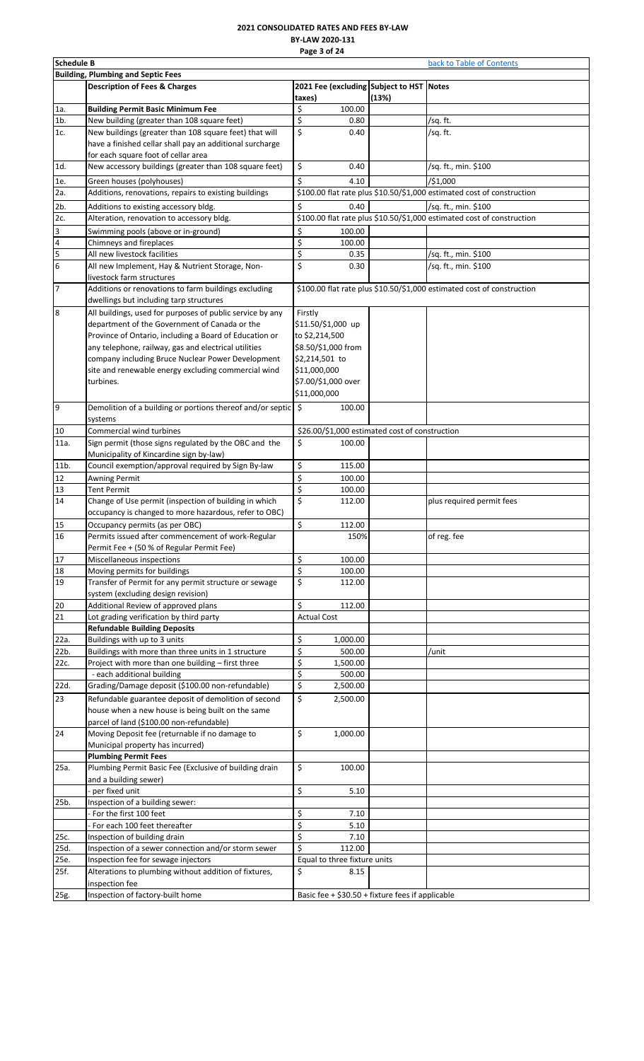# 2021 CONSOLIDATED RATES AND FEES BY-LAW

**BY-LAW 2020-131**

**Schedule B** — back to Table of Contents

**Building, Plumbing and Septic Fees**

| | Description of Fees & Charges | 2021 Fee (excluding taxes) | Subject to HST (13%) | Notes |
|---|---|---|---|---|
| 1a. | **Building Permit Basic Minimum Fee** | $ 100.00 | | |
| 1b. | New building (greater than 108 square feet) | $ 0.80 | | /sq. ft. |
| 1c. | New buildings (greater than 108 square feet) that will have a finished cellar shall pay an additional surcharge for each square foot of cellar area | $ 0.40 | | /sq. ft. |
| 1d. | New accessory buildings (greater than 108 square feet) | $ 0.40 | | /sq. ft., min. $100 |
| 1e. | Green houses (polyhouses) | $ 4.10 | | /$1,000 |
| 2a. | Additions, renovations, repairs to existing buildings | $100.00 flat rate plus $10.50/$1,000 estimated cost of construction | | |
| 2b. | Additions to existing accessory bldg. | $ 0.40 | | /sq. ft., min. $100 |
| 2c. | Alteration, renovation to accessory bldg. | $100.00 flat rate plus $10.50/$1,000 estimated cost of construction | | |
| 3 | Swimming pools (above or in-ground) | $ 100.00 | | |
| 4 | Chimneys and fireplaces | $ 100.00 | | |
| 5 | All new livestock facilities | $ 0.35 | | /sq. ft., min. $100 |
| 6 | All new Implement, Hay & Nutrient Storage, Non-livestock farm structures | $ 0.30 | | /sq. ft., min. $100 |
| 7 | Additions or renovations to farm buildings excluding dwellings but including tarp structures | $100.00 flat rate plus $10.50/$1,000 estimated cost of construction | | |
| 8 | All buildings, used for purposes of public service by any department of the Government of Canada or the Province of Ontario, including a Board of Education or any telephone, railway, gas and electrical utilities company including Bruce Nuclear Power Development site and renewable energy excluding commercial wind turbines. | Firstly $11.50/$1,000 up to $2,214,500 $8.50/$1,000 from $2,214,501 to $11,000,000 $7.00/$1,000 over $11,000,000 | | |
| 9 | Demolition of a building or portions thereof and/or septic systems | $ 100.00 | | |
| 10 | Commercial wind turbines | $26.00/$1,000 estimated cost of construction | | |
| 11a. | Sign permit (those signs regulated by the OBC and the Municipality of Kincardine sign by-law) | $ 100.00 | | |
| 11b. | Council exemption/approval required by Sign By-law | $ 115.00 | | |
| 12 | Awning Permit | $ 100.00 | | |
| 13 | Tent Permit | $ 100.00 | | |
| 14 | Change of Use permit (inspection of building in which occupancy is changed to more hazardous, refer to OBC) | $ 112.00 | | plus required permit fees |
| 15 | Occupancy permits (as per OBC) | $ 112.00 | | |
| 16 | Permits issued after commencement of work-Regular Permit Fee + (50 % of Regular Permit Fee) | 150% | | of reg. fee |
| 17 | Miscellaneous inspections | $ 100.00 | | |
| 18 | Moving permits for buildings | $ 100.00 | | |
| 19 | Transfer of Permit for any permit structure or sewage system (excluding design revision) | $ 112.00 | | |
| 20 | Additional Review of approved plans | $ 112.00 | | |
| 21 | Lot grading verification by third party | Actual Cost | | |
| | **Refundable Building Deposits** | | | |
| 22a. | Buildings with up to 3 units | $ 1,000.00 | | |
| 22b. | Buildings with more than three units in 1 structure | $ 500.00 | | /unit |
| 22c. | Project with more than one building – first three | $ 1,500.00 | | |
| | - each additional building | $ 500.00 | | |
| 22d. | Grading/Damage deposit ($100.00 non-refundable) | $ 2,500.00 | | |
| 23 | Refundable guarantee deposit of demolition of second house when a new house is being built on the same parcel of land ($100.00 non-refundable) | $ 2,500.00 | | |
| 24 | Moving Deposit fee (returnable if no damage to Municipal property has incurred) | $ 1,000.00 | | |
| | **Plumbing Permit Fees** | | | |
| 25a. | Plumbing Permit Basic Fee (Exclusive of building drain and a building sewer) | $ 100.00 | | |
| | - per fixed unit | $ 5.10 | | |
| 25b. | Inspection of a building sewer: | | | |
| | - For the first 100 feet | $ 7.10 | | |
| | - For each 100 feet thereafter | $ 5.10 | | |
| 25c. | Inspection of building drain | $ 7.10 | | |
| 25d. | Inspection of a sewer connection and/or storm sewer | $ 112.00 | | |
| 25e. | Inspection fee for sewage injectors | Equal to three fixture units | | |
| 25f. | Alterations to plumbing without addition of fixtures, inspection fee | $ 8.15 | | |
| 25g. | Inspection of factory-built home | Basic fee + $30.50 + fixture fees if applicable | | |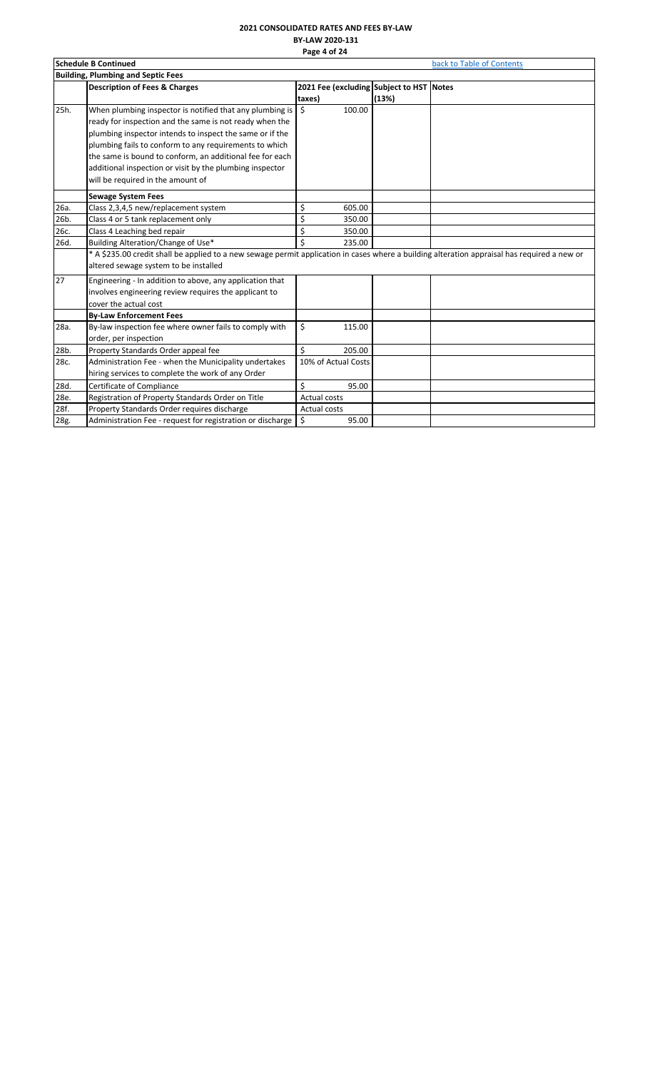**2021 CONSOLIDATED RATES AND FEES BY-LAW**

**BY-LAW 2020-131**

| **Schedule B Continued** | | | | back to Table of Contents |
|---|---|---|---|---|
| **Building, Plumbing and Septic Fees** | | | | |
| | **Description of Fees & Charges** | **2021 Fee (excluding taxes)** | **Subject to HST (13%)** | **Notes** |
| 25h. | When plumbing inspector is notified that any plumbing is ready for inspection and the same is not ready when the plumbing inspector intends to inspect the same or if the plumbing fails to conform to any requirements to which the same is bound to conform, an additional fee for each additional inspection or visit by the plumbing inspector will be required in the amount of | $ 100.00 | | |
| | **Sewage System Fees** | | | |
| 26a. | Class 2,3,4,5 new/replacement system | $ 605.00 | | |
| 26b. | Class 4 or 5 tank replacement only | $ 350.00 | | |
| 26c. | Class 4 Leaching bed repair | $ 350.00 | | |
| 26d. | Building Alteration/Change of Use* | $ 235.00 | | |
| | * A $235.00 credit shall be applied to a new sewage permit application in cases where a building alteration appraisal has required a new or altered sewage system to be installed | | | |
| 27 | Engineering - In addition to above, any application that involves engineering review requires the applicant to cover the actual cost | | | |
| | **By-Law Enforcement Fees** | | | |
| 28a. | By-law inspection fee where owner fails to comply with order, per inspection | $ 115.00 | | |
| 28b. | Property Standards Order appeal fee | $ 205.00 | | |
| 28c. | Administration Fee - when the Municipality undertakes hiring services to complete the work of any Order | 10% of Actual Costs | | |
| 28d. | Certificate of Compliance | $ 95.00 | | |
| 28e. | Registration of Property Standards Order on Title | Actual costs | | |
| 28f. | Property Standards Order requires discharge | Actual costs | | |
| 28g. | Administration Fee - request for registration or discharge | $ 95.00 | | |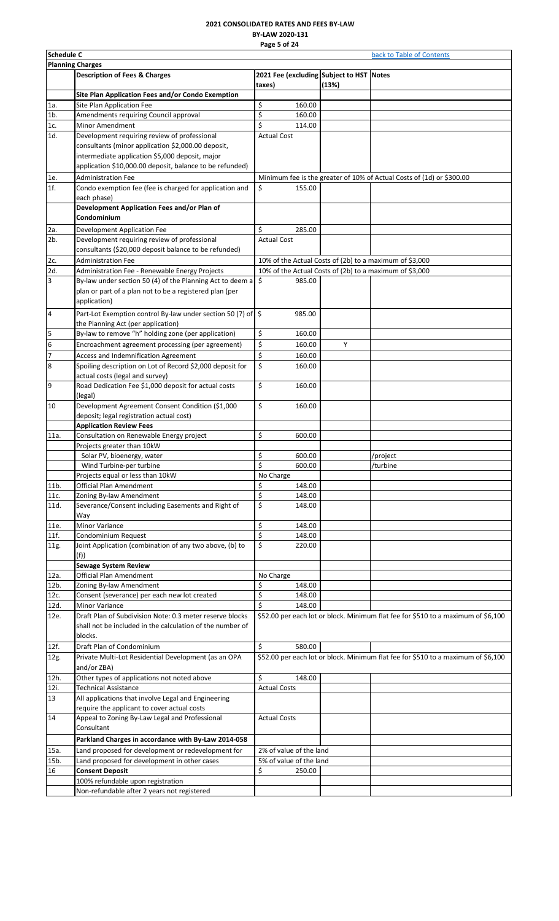# 2021 CONSOLIDATED RATES AND FEES BY-LAW

**BY-LAW 2020-131**

**Schedule C** — back to Table of Contents

**Planning Charges**

| | Description of Fees & Charges | 2021 Fee (excluding taxes) | Subject to HST (13%) | Notes |
|---|---|---|---|---|
| | **Site Plan Application Fees and/or Condo Exemption** | | | |
| 1a. | Site Plan Application Fee | $ 160.00 | | |
| 1b. | Amendments requiring Council approval | $ 160.00 | | |
| 1c. | Minor Amendment | $ 114.00 | | |
| 1d. | Development requiring review of professional consultants (minor application $2,000.00 deposit, intermediate application $5,000 deposit, major application $10,000.00 deposit, balance to be refunded) | Actual Cost | | |
| 1e. | Administration Fee | Minimum fee is the greater of 10% of Actual Costs of (1d) or $300.00 | | |
| 1f. | Condo exemption fee (fee is charged for application and each phase) | $ 155.00 | | |
| | **Development Application Fees and/or Plan of Condominium** | | | |
| 2a. | Development Application Fee | $ 285.00 | | |
| 2b. | Development requiring review of professional consultants ($20,000 deposit balance to be refunded) | Actual Cost | | |
| 2c. | Administration Fee | 10% of the Actual Costs of (2b) to a maximum of $3,000 | | |
| 2d. | Administration Fee - Renewable Energy Projects | 10% of the Actual Costs of (2b) to a maximum of $3,000 | | |
| 3 | By-law under section 50 (4) of the Planning Act to deem a plan or part of a plan not to be a registered plan (per application) | $ 985.00 | | |
| 4 | Part-Lot Exemption control By-law under section 50 (7) of the Planning Act (per application) | $ 985.00 | | |
| 5 | By-law to remove "h" holding zone (per application) | $ 160.00 | | |
| 6 | Encroachment agreement processing (per agreement) | $ 160.00 | Y | |
| 7 | Access and Indemnification Agreement | $ 160.00 | | |
| 8 | Spoiling description on Lot of Record $2,000 deposit for actual costs (legal and survey) | $ 160.00 | | |
| 9 | Road Dedication Fee $1,000 deposit for actual costs (legal) | $ 160.00 | | |
| 10 | Development Agreement Consent Condition ($1,000 deposit; legal registration actual cost) | $ 160.00 | | |
| | **Application Review Fees** | | | |
| 11a. | Consultation on Renewable Energy project | $ 600.00 | | |
| | Projects greater than 10kW | | | |
| | Solar PV, bioenergy, water | $ 600.00 | | /project |
| | Wind Turbine-per turbine | $ 600.00 | | /turbine |
| | Projects equal or less than 10kW | No Charge | | |
| 11b. | Official Plan Amendment | $ 148.00 | | |
| 11c. | Zoning By-law Amendment | $ 148.00 | | |
| 11d. | Severance/Consent including Easements and Right of Way | $ 148.00 | | |
| 11e. | Minor Variance | $ 148.00 | | |
| 11f. | Condominium Request | $ 148.00 | | |
| 11g. | Joint Application (combination of any two above, (b) to (f)) | $ 220.00 | | |
| | **Sewage System Review** | | | |
| 12a. | Official Plan Amendment | No Charge | | |
| 12b. | Zoning By-law Amendment | $ 148.00 | | |
| 12c. | Consent (severance) per each new lot created | $ 148.00 | | |
| 12d. | Minor Variance | $ 148.00 | | |
| 12e. | Draft Plan of Subdivision Note: 0.3 meter reserve blocks shall not be included in the calculation of the number of blocks. | $52.00 per each lot or block. Minimum flat fee for $510 to a maximum of $6,100 | | |
| 12f. | Draft Plan of Condominium | $ 580.00 | | |
| 12g. | Private Multi-Lot Residential Development (as an OPA and/or ZBA) | $52.00 per each lot or block. Minimum flat fee for $510 to a maximum of $6,100 | | |
| 12h. | Other types of applications not noted above | $ 148.00 | | |
| 12i. | Technical Assistance | Actual Costs | | |
| 13 | All applications that involve Legal and Engineering require the applicant to cover actual costs | | | |
| 14 | Appeal to Zoning By-Law Legal and Professional Consultant | Actual Costs | | |
| | **Parkland Charges in accordance with By-Law 2014-058** | | | |
| 15a. | Land proposed for development or redevelopment for | 2% of value of the land | | |
| 15b. | Land proposed for development in other cases | 5% of value of the land | | |
| 16 | **Consent Deposit** | $ 250.00 | | |
| | 100% refundable upon registration | | | |
| | Non-refundable after 2 years not registered | | | |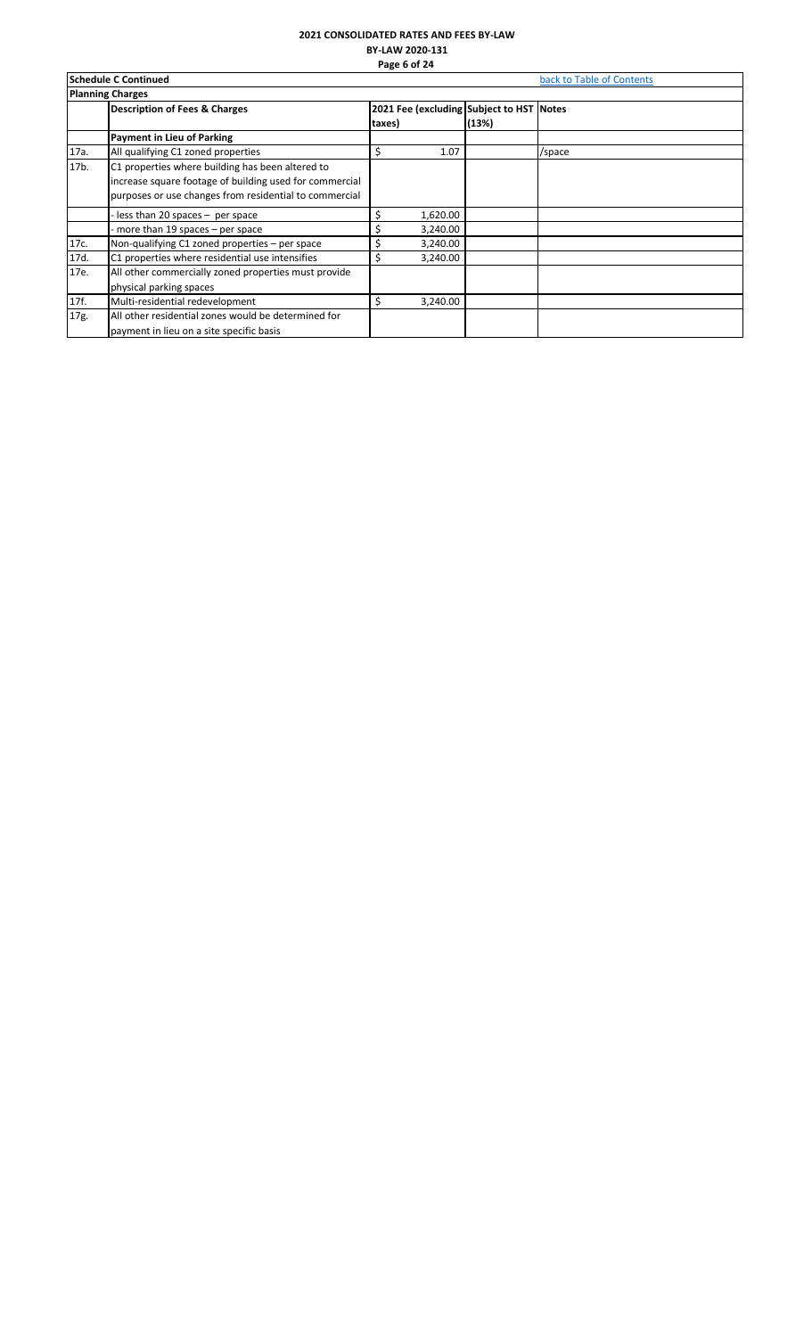# 2021 CONSOLIDATED RATES AND FEES BY-LAW

**BY-LAW 2020-131**

**Schedule C Continued** — back to Table of Contents

**Planning Charges**

| | Description of Fees & Charges | 2021 Fee (excluding taxes) | Subject to HST (13%) | Notes |
|---|---|---|---|---|
| | **Payment in Lieu of Parking** | | | |
| 17a. | All qualifying C1 zoned properties | $ 1.07 | | /space |
| 17b. | C1 properties where building has been altered to increase square footage of building used for commercial purposes or use changes from residential to commercial | | | |
| | - less than 20 spaces – per space | $ 1,620.00 | | |
| | - more than 19 spaces – per space | $ 3,240.00 | | |
| 17c. | Non-qualifying C1 zoned properties – per space | $ 3,240.00 | | |
| 17d. | C1 properties where residential use intensifies | $ 3,240.00 | | |
| 17e. | All other commercially zoned properties must provide physical parking spaces | | | |
| 17f. | Multi-residential redevelopment | $ 3,240.00 | | |
| 17g. | All other residential zones would be determined for payment in lieu on a site specific basis | | | |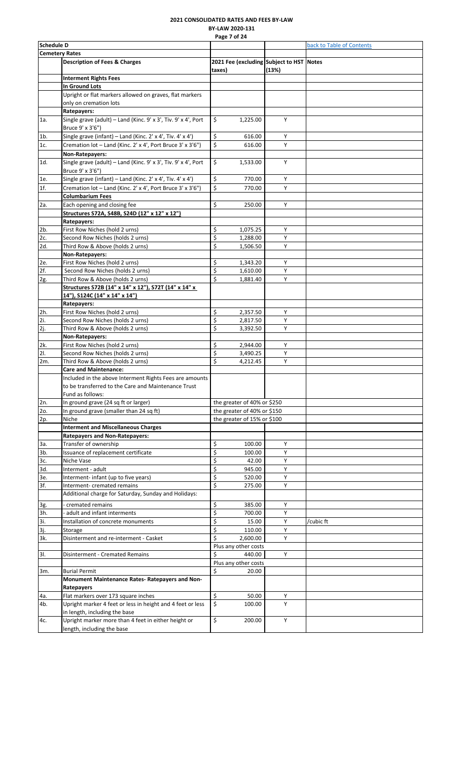**2021 CONSOLIDATED RATES AND FEES BY-LAW**
**BY-LAW 2020-131**

| Schedule D | | | | back to Table of Contents |
|---|---|---|---|---|
| **Cemetery Rates** | | | | |
| | **Description of Fees & Charges** | **2021 Fee (excluding taxes)** | **Subject to HST (13%)** | **Notes** |
| | **Interment Rights Fees** | | | |
| | **In Ground Lots** | | | |
| | Upright or flat markers allowed on graves, flat markers only on cremation lots | | | |
| | **Ratepayers:** | | | |
| 1a. | Single grave (adult) – Land (Kinc. 9' x 3', Tiv. 9' x 4', Port Bruce 9' x 3'6") | $ 1,225.00 | Y | |
| 1b. | Single grave (infant) – Land (Kinc. 2' x 4', Tiv. 4' x 4') | $ 616.00 | Y | |
| 1c. | Cremation lot – Land (Kinc. 2' x 4', Port Bruce 3' x 3'6") | $ 616.00 | Y | |
| | **Non-Ratepayers:** | | | |
| 1d. | Single grave (adult) – Land (Kinc. 9' x 3', Tiv. 9' x 4', Port Bruce 9' x 3'6") | $ 1,533.00 | Y | |
| 1e. | Single grave (infant) – Land (Kinc. 2' x 4', Tiv. 4' x 4') | $ 770.00 | Y | |
| 1f. | Cremation lot – Land (Kinc. 2' x 4', Port Bruce 3' x 3'6") | $ 770.00 | Y | |
| | **Columbarium Fees** | | | |
| 2a. | Each opening and closing fee | $ 250.00 | Y | |
| | **Structures S72A, S48B, S24D (12" x 12" x 12")** | | | |
| | **Ratepayers:** | | | |
| 2b. | First Row Niches (hold 2 urns) | $ 1,075.25 | Y | |
| 2c. | Second Row Niches (holds 2 urns) | $ 1,288.00 | Y | |
| 2d. | Third Row & Above (holds 2 urns) | $ 1,506.50 | Y | |
| | **Non-Ratepayers:** | | | |
| 2e. | First Row Niches (hold 2 urns) | $ 1,343.20 | Y | |
| 2f. | Second Row Niches (holds 2 urns) | $ 1,610.00 | Y | |
| 2g. | Third Row & Above (holds 2 urns) | $ 1,881.40 | Y | |
| | **Structures S72B (14" x 14" x 12"), S72T (14" x 14" x 14"), S124C (14" x 14" x 14")** | | | |
| | **Ratepayers:** | | | |
| 2h. | First Row Niches (hold 2 urns) | $ 2,357.50 | Y | |
| 2i. | Second Row Niches (holds 2 urns) | $ 2,817.50 | Y | |
| 2j. | Third Row & Above (holds 2 urns) | $ 3,392.50 | Y | |
| | **Non-Ratepayers:** | | | |
| 2k. | First Row Niches (hold 2 urns) | $ 2,944.00 | Y | |
| 2l. | Second Row Niches (holds 2 urns) | $ 3,490.25 | Y | |
| 2m. | Third Row & Above (holds 2 urns) | $ 4,212.45 | Y | |
| | **Care and Maintenance:** | | | |
| | Included in the above Interment Rights Fees are amounts to be transferred to the Care and Maintenance Trust Fund as follows: | | | |
| 2n. | In ground grave (24 sq ft or larger) | the greater of 40% or $250 | | |
| 2o. | In ground grave (smaller than 24 sq ft) | the greater of 40% or $150 | | |
| 2p. | Niche | the greater of 15% or $100 | | |
| | **Interment and Miscellaneous Charges** | | | |
| | **Ratepayers and Non-Ratepayers:** | | | |
| 3a. | Transfer of ownership | $ 100.00 | Y | |
| 3b. | Issuance of replacement certificate | $ 100.00 | Y | |
| 3c. | Niche Vase | $ 42.00 | Y | |
| 3d. | Interment - adult | $ 945.00 | Y | |
| 3e. | Interment- infant (up to five years) | $ 520.00 | Y | |
| 3f. | Interment- cremated remains | $ 275.00 | Y | |
| | Additional charge for Saturday, Sunday and Holidays: | | | |
| 3g. | - cremated remains | $ 385.00 | Y | |
| 3h. | - adult and infant interments | $ 700.00 | Y | |
| 3i. | Installation of concrete monuments | $ 15.00 | Y | /cubic ft |
| 3j. | Storage | $ 110.00 | Y | |
| 3k. | Disinterment and re-interment - Casket | $ 2,600.00 | Y | |
| | | Plus any other costs | | |
| 3l. | Disinterment - Cremated Remains | $ 440.00 | Y | |
| | | Plus any other costs | | |
| 3m. | Burial Permit | $ 20.00 | | |
| | **Monument Maintenance Rates- Ratepayers and Non-Ratepayers** | | | |
| 4a. | Flat markers over 173 square inches | $ 50.00 | Y | |
| 4b. | Upright marker 4 feet or less in height and 4 feet or less in length, including the base | $ 100.00 | Y | |
| 4c. | Upright marker more than 4 feet in either height or length, including the base | $ 200.00 | Y | |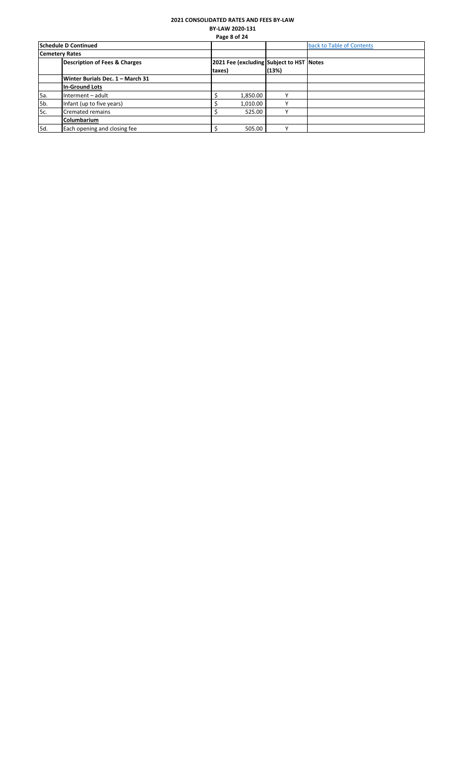# 2021 CONSOLIDATED RATES AND FEES BY-LAW

**BY-LAW 2020-131**

| **Schedule D Continued** | | | | [back to Table of Contents] |
|---|---|---|---|---|
| **Cemetery Rates** | | | | |
| | **Description of Fees & Charges** | **2021 Fee (excluding taxes)** | **Subject to HST (13%)** | **Notes** |
| | **Winter Burials Dec. 1 – March 31** | | | |
| | **In-Ground Lots** | | | |
| 5a. | Interment – adult | $ 1,850.00 | Y | |
| 5b. | Infant (up to five years) | $ 1,010.00 | Y | |
| 5c. | Cremated remains | $ 525.00 | Y | |
| | **Columbarium** | | | |
| 5d. | Each opening and closing fee | $ 505.00 | Y | |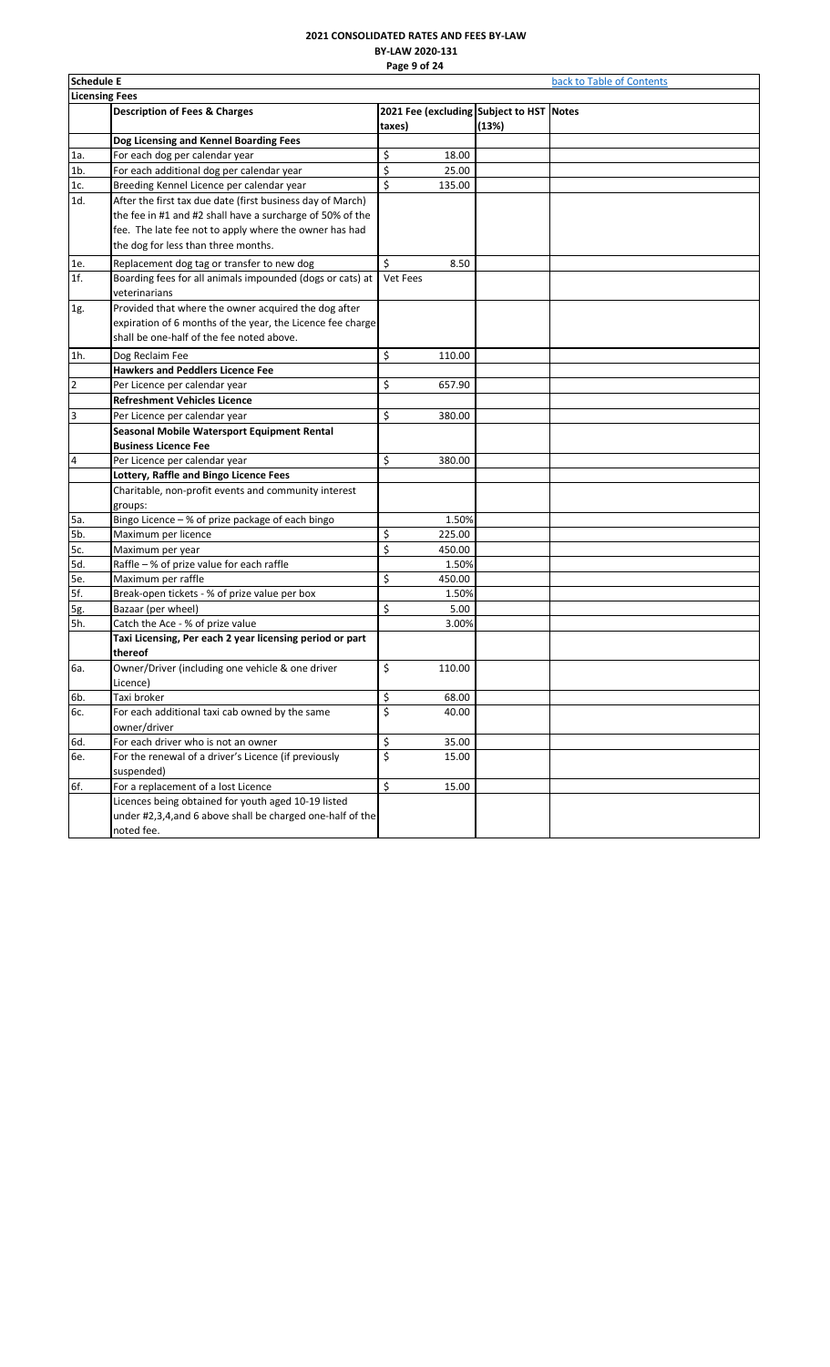# 2021 CONSOLIDATED RATES AND FEES BY-LAW

**BY-LAW 2020-131**

| **Schedule E** | | back to Table of Contents | | |
|---|---|---|---|---|
| **Licensing Fees** | | | | |
| | **Description of Fees & Charges** | **2021 Fee (excluding taxes)** | **Subject to HST (13%)** | **Notes** |
| | **Dog Licensing and Kennel Boarding Fees** | | | |
| 1a. | For each dog per calendar year | $ 18.00 | | |
| 1b. | For each additional dog per calendar year | $ 25.00 | | |
| 1c. | Breeding Kennel Licence per calendar year | $ 135.00 | | |
| 1d. | After the first tax due date (first business day of March) the fee in #1 and #2 shall have a surcharge of 50% of the fee. The late fee not to apply where the owner has had the dog for less than three months. | | | |
| 1e. | Replacement dog tag or transfer to new dog | $ 8.50 | | |
| 1f. | Boarding fees for all animals impounded (dogs or cats) at veterinarians | Vet Fees | | |
| 1g. | Provided that where the owner acquired the dog after expiration of 6 months of the year, the Licence fee charge shall be one-half of the fee noted above. | | | |
| 1h. | Dog Reclaim Fee | $ 110.00 | | |
| | **Hawkers and Peddlers Licence Fee** | | | |
| 2 | Per Licence per calendar year | $ 657.90 | | |
| | **Refreshment Vehicles Licence** | | | |
| 3 | Per Licence per calendar year | $ 380.00 | | |
| | **Seasonal Mobile Watersport Equipment Rental Business Licence Fee** | | | |
| 4 | Per Licence per calendar year | $ 380.00 | | |
| | **Lottery, Raffle and Bingo Licence Fees** | | | |
| | Charitable, non-profit events and community interest groups: | | | |
| 5a. | Bingo Licence – % of prize package of each bingo | 1.50% | | |
| 5b. | Maximum per licence | $ 225.00 | | |
| 5c. | Maximum per year | $ 450.00 | | |
| 5d. | Raffle – % of prize value for each raffle | 1.50% | | |
| 5e. | Maximum per raffle | $ 450.00 | | |
| 5f. | Break-open tickets - % of prize value per box | 1.50% | | |
| 5g. | Bazaar (per wheel) | $ 5.00 | | |
| 5h. | Catch the Ace - % of prize value | 3.00% | | |
| | **Taxi Licensing, Per each 2 year licensing period or part thereof** | | | |
| 6a. | Owner/Driver (including one vehicle & one driver Licence) | $ 110.00 | | |
| 6b. | Taxi broker | $ 68.00 | | |
| 6c. | For each additional taxi cab owned by the same owner/driver | $ 40.00 | | |
| 6d. | For each driver who is not an owner | $ 35.00 | | |
| 6e. | For the renewal of a driver's Licence (if previously suspended) | $ 15.00 | | |
| 6f. | For a replacement of a lost Licence | $ 15.00 | | |
| | Licences being obtained for youth aged 10-19 listed under #2,3,4,and 6 above shall be charged one-half of the noted fee. | | | |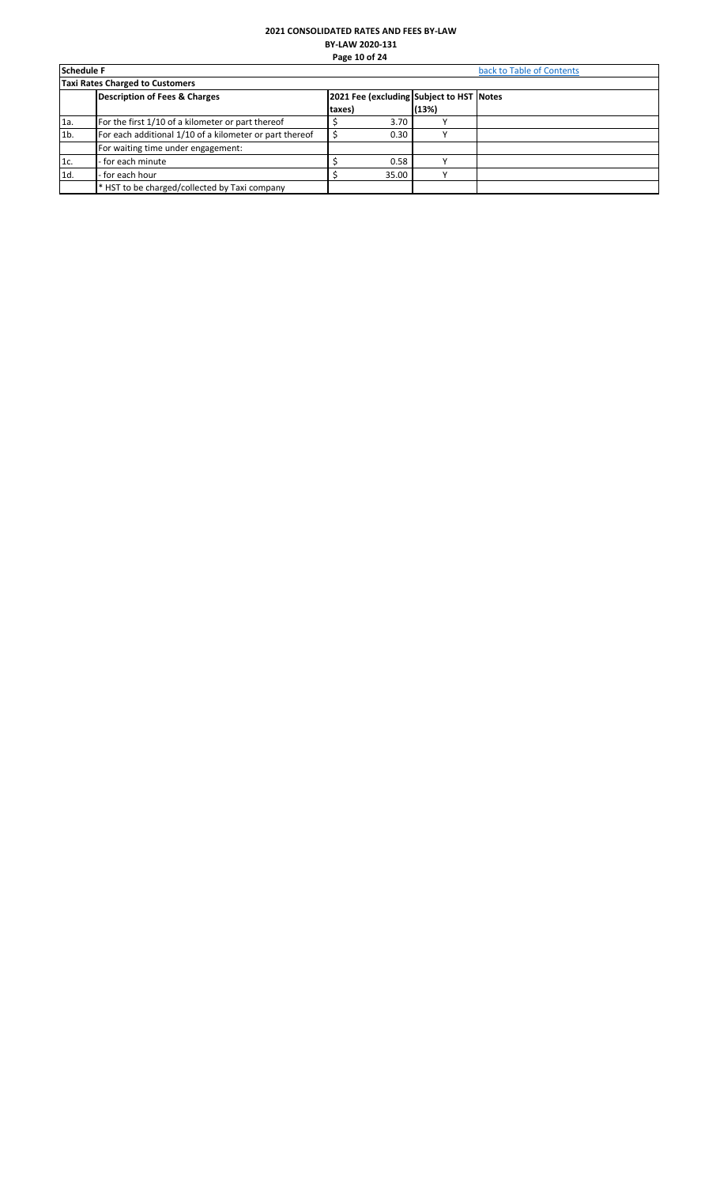# 2021 CONSOLIDATED RATES AND FEES BY-LAW

**BY-LAW 2020-131**

**Schedule F** — back to Table of Contents

**Taxi Rates Charged to Customers**

| | Description of Fees & Charges | 2021 Fee (excluding taxes) | Subject to HST (13%) | Notes |
|---|---|---|---|---|
| 1a. | For the first 1/10 of a kilometer or part thereof | $ 3.70 | Y | |
| 1b. | For each additional 1/10 of a kilometer or part thereof | $ 0.30 | Y | |
| | For waiting time under engagement: | | | |
| 1c. | - for each minute | $ 0.58 | Y | |
| 1d. | - for each hour | $ 35.00 | Y | |
| | * HST to be charged/collected by Taxi company | | | |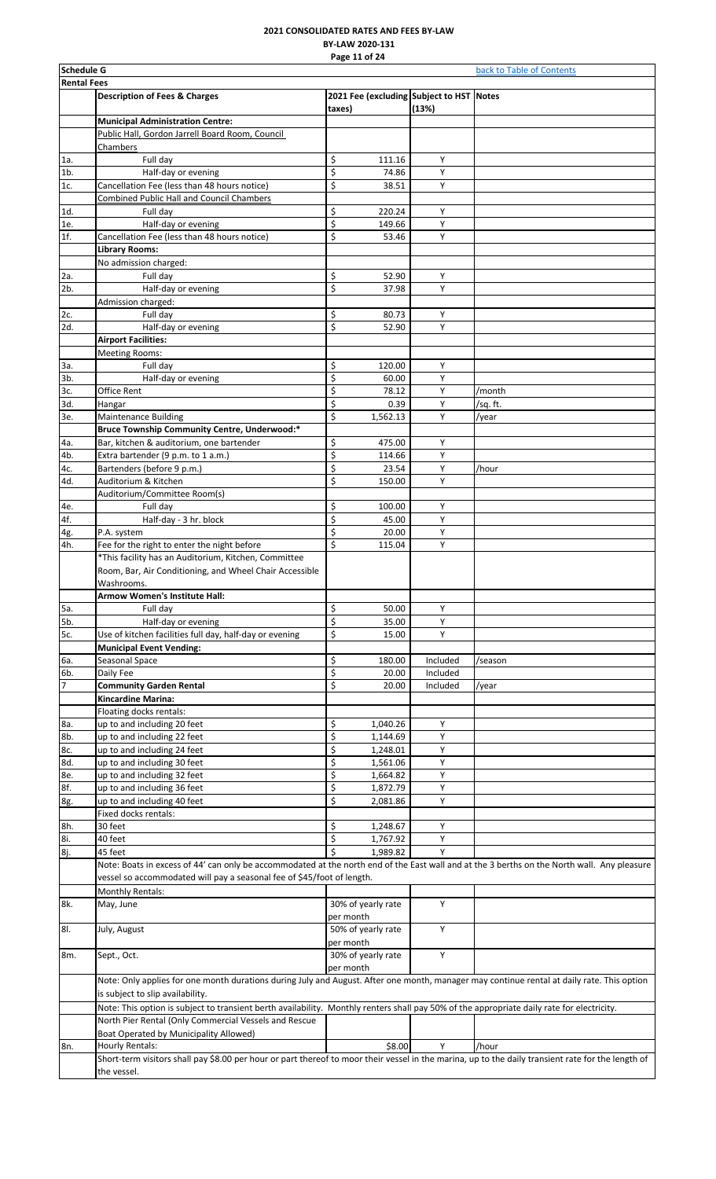**2021 CONSOLIDATED RATES AND FEES BY-LAW**
**BY-LAW 2020-131**

**Schedule G** — back to Table of Contents

**Rental Fees**

| | Description of Fees & Charges | 2021 Fee (excluding taxes) | Subject to HST (13%) | Notes |
|---|---|---|---|---|
| | **Municipal Administration Centre:** | | | |
| | Public Hall, Gordon Jarrell Board Room, Council Chambers | | | |
| 1a. | Full day | $ 111.16 | Y | |
| 1b. | Half-day or evening | $ 74.86 | Y | |
| 1c. | Cancellation Fee (less than 48 hours notice) | $ 38.51 | Y | |
| | Combined Public Hall and Council Chambers | | | |
| 1d. | Full day | $ 220.24 | Y | |
| 1e. | Half-day or evening | $ 149.66 | Y | |
| 1f. | Cancellation Fee (less than 48 hours notice) | $ 53.46 | Y | |
| | **Library Rooms:** | | | |
| | No admission charged: | | | |
| 2a. | Full day | $ 52.90 | Y | |
| 2b. | Half-day or evening | $ 37.98 | Y | |
| | Admission charged: | | | |
| 2c. | Full day | $ 80.73 | Y | |
| 2d. | Half-day or evening | $ 52.90 | Y | |
| | **Airport Facilities:** | | | |
| | Meeting Rooms: | | | |
| 3a. | Full day | $ 120.00 | Y | |
| 3b. | Half-day or evening | $ 60.00 | Y | |
| 3c. | Office Rent | $ 78.12 | Y | /month |
| 3d. | Hangar | $ 0.39 | Y | /sq. ft. |
| 3e. | Maintenance Building | $ 1,562.13 | Y | /year |
| | **Bruce Township Community Centre, Underwood:*** | | | |
| 4a. | Bar, kitchen & auditorium, one bartender | $ 475.00 | Y | |
| 4b. | Extra bartender (9 p.m. to 1 a.m.) | $ 114.66 | Y | |
| 4c. | Bartenders (before 9 p.m.) | $ 23.54 | Y | /hour |
| 4d. | Auditorium & Kitchen | $ 150.00 | Y | |
| | Auditorium/Committee Room(s) | | | |
| 4e. | Full day | $ 100.00 | Y | |
| 4f. | Half-day - 3 hr. block | $ 45.00 | Y | |
| 4g. | P.A. system | $ 20.00 | Y | |
| 4h. | Fee for the right to enter the night before | $ 115.04 | Y | |
| | *This facility has an Auditorium, Kitchen, Committee Room, Bar, Air Conditioning, and Wheel Chair Accessible Washrooms. | | | |
| | **Armow Women's Institute Hall:** | | | |
| 5a. | Full day | $ 50.00 | Y | |
| 5b. | Half-day or evening | $ 35.00 | Y | |
| 5c. | Use of kitchen facilities full day, half-day or evening | $ 15.00 | Y | |
| | **Municipal Event Vending:** | | | |
| 6a. | Seasonal Space | $ 180.00 | Included | /season |
| 6b. | Daily Fee | $ 20.00 | Included | |
| 7 | **Community Garden Rental** | $ 20.00 | Included | /year |
| | **Kincardine Marina:** | | | |
| | Floating docks rentals: | | | |
| 8a. | up to and including 20 feet | $ 1,040.26 | Y | |
| 8b. | up to and including 22 feet | $ 1,144.69 | Y | |
| 8c. | up to and including 24 feet | $ 1,248.01 | Y | |
| 8d. | up to and including 30 feet | $ 1,561.06 | Y | |
| 8e. | up to and including 32 feet | $ 1,664.82 | Y | |
| 8f. | up to and including 36 feet | $ 1,872.79 | Y | |
| 8g. | up to and including 40 feet | $ 2,081.86 | Y | |
| | Fixed docks rentals: | | | |
| 8h. | 30 feet | $ 1,248.67 | Y | |
| 8i. | 40 feet | $ 1,767.92 | Y | |
| 8j. | 45 feet | $ 1,989.82 | Y | |
| | Note: Boats in excess of 44' can only be accommodated at the north end of the East wall and at the 3 berths on the North wall. Any pleasure vessel so accommodated will pay a seasonal fee of $45/foot of length. | | | |
| | Monthly Rentals: | | | |
| 8k. | May, June | 30% of yearly rate per month | Y | |
| 8l. | July, August | 50% of yearly rate per month | Y | |
| 8m. | Sept., Oct. | 30% of yearly rate per month | Y | |
| | Note: Only applies for one month durations during July and August. After one month, manager may continue rental at daily rate. This option is subject to slip availability. | | | |
| | Note: This option is subject to transient berth availability. Monthly renters shall pay 50% of the appropriate daily rate for electricity. | | | |
| | North Pier Rental (Only Commercial Vessels and Rescue Boat Operated by Municipality Allowed) | | | |
| 8n. | Hourly Rentals: | $8.00 | Y | /hour |
| | Short-term visitors shall pay $8.00 per hour or part thereof to moor their vessel in the marina, up to the daily transient rate for the length of the vessel. | | | |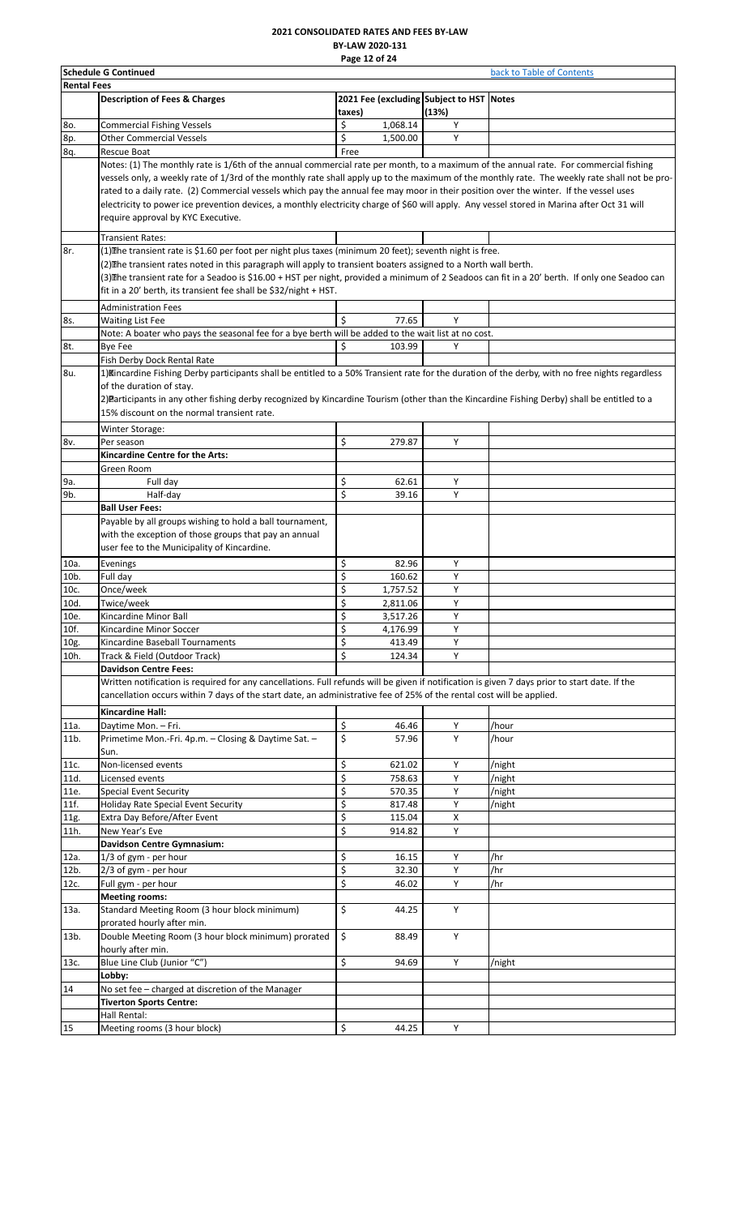# 2021 CONSOLIDATED RATES AND FEES BY-LAW

**BY-LAW 2020-131**

**Schedule G Continued** back to Table of Contents

**Rental Fees**

| | Description of Fees & Charges | 2021 Fee (excluding taxes) | Subject to HST (13%) | Notes |
|---|---|---|---|---|
| 8o. | Commercial Fishing Vessels | $ 1,068.14 | Y | |
| 8p. | Other Commercial Vessels | $ 1,500.00 | Y | |
| 8q. | Rescue Boat | Free | | |
| | Notes: (1) The monthly rate is 1/6th of the annual commercial rate per month, to a maximum of the annual rate. For commercial fishing vessels only, a weekly rate of 1/3rd of the monthly rate shall apply up to the maximum of the monthly rate. The weekly rate shall not be pro-rated to a daily rate. (2) Commercial vessels which pay the annual fee may moor in their position over the winter. If the vessel uses electricity to power ice prevention devices, a monthly electricity charge of $60 will apply. Any vessel stored in Marina after Oct 31 will require approval by KYC Executive. | | | |
| | Transient Rates: | | | |
| 8r. | (1) The transient rate is $1.60 per foot per night plus taxes (minimum 20 feet); seventh night is free.<br>(2) The transient rates noted in this paragraph will apply to transient boaters assigned to a North wall berth.<br>(3) The transient rate for a Seadoo is $16.00 + HST per night, provided a minimum of 2 Seadoos can fit in a 20' berth. If only one Seadoo can fit in a 20' berth, its transient fee shall be $32/night + HST. | | | |
| | Administration Fees | | | |
| 8s. | Waiting List Fee | $ 77.65 | Y | |
| | Note: A boater who pays the seasonal fee for a bye berth will be added to the wait list at no cost. | | | |
| 8t. | Bye Fee | $ 103.99 | Y | |
| | Fish Derby Dock Rental Rate | | | |
| 8u. | 1) Kincardine Fishing Derby participants shall be entitled to a 50% Transient rate for the duration of the derby, with no free nights regardless of the duration of stay.<br>2) Participants in any other fishing derby recognized by Kincardine Tourism (other than the Kincardine Fishing Derby) shall be entitled to a 15% discount on the normal transient rate. | | | |
| | Winter Storage: | | | |
| 8v. | Per season | $ 279.87 | Y | |
| | **Kincardine Centre for the Arts:** | | | |
| | Green Room | | | |
| 9a. | Full day | $ 62.61 | Y | |
| 9b. | Half-day | $ 39.16 | Y | |
| | **Ball User Fees:** | | | |
| | Payable by all groups wishing to hold a ball tournament, with the exception of those groups that pay an annual user fee to the Municipality of Kincardine. | | | |
| 10a. | Evenings | $ 82.96 | Y | |
| 10b. | Full day | $ 160.62 | Y | |
| 10c. | Once/week | $ 1,757.52 | Y | |
| 10d. | Twice/week | $ 2,811.06 | Y | |
| 10e. | Kincardine Minor Ball | $ 3,517.26 | Y | |
| 10f. | Kincardine Minor Soccer | $ 4,176.99 | Y | |
| 10g. | Kincardine Baseball Tournaments | $ 413.49 | Y | |
| 10h. | Track & Field (Outdoor Track) | $ 124.34 | Y | |
| | **Davidson Centre Fees:** | | | |
| | Written notification is required for any cancellations. Full refunds will be given if notification is given 7 days prior to start date. If the cancellation occurs within 7 days of the start date, an administrative fee of 25% of the rental cost will be applied. | | | |
| | **Kincardine Hall:** | | | |
| 11a. | Daytime Mon. – Fri. | $ 46.46 | Y | /hour |
| 11b. | Primetime Mon.-Fri. 4p.m. – Closing & Daytime Sat. – Sun. | $ 57.96 | Y | /hour |
| 11c. | Non-licensed events | $ 621.02 | Y | /night |
| 11d. | Licensed events | $ 758.63 | Y | /night |
| 11e. | Special Event Security | $ 570.35 | Y | /night |
| 11f. | Holiday Rate Special Event Security | $ 817.48 | Y | /night |
| 11g. | Extra Day Before/After Event | $ 115.04 | X | |
| 11h. | New Year's Eve | $ 914.82 | Y | |
| | **Davidson Centre Gymnasium:** | | | |
| 12a. | 1/3 of gym - per hour | $ 16.15 | Y | /hr |
| 12b. | 2/3 of gym - per hour | $ 32.30 | Y | /hr |
| 12c. | Full gym - per hour | $ 46.02 | Y | /hr |
| | **Meeting rooms:** | | | |
| 13a. | Standard Meeting Room (3 hour block minimum) prorated hourly after min. | $ 44.25 | Y | |
| 13b. | Double Meeting Room (3 hour block minimum) prorated hourly after min. | $ 88.49 | Y | |
| 13c. | Blue Line Club (Junior "C") | $ 94.69 | Y | /night |
| | **Lobby:** | | | |
| 14 | No set fee – charged at discretion of the Manager | | | |
| | **Tiverton Sports Centre:** | | | |
| | Hall Rental: | | | |
| 15 | Meeting rooms (3 hour block) | $ 44.25 | Y | |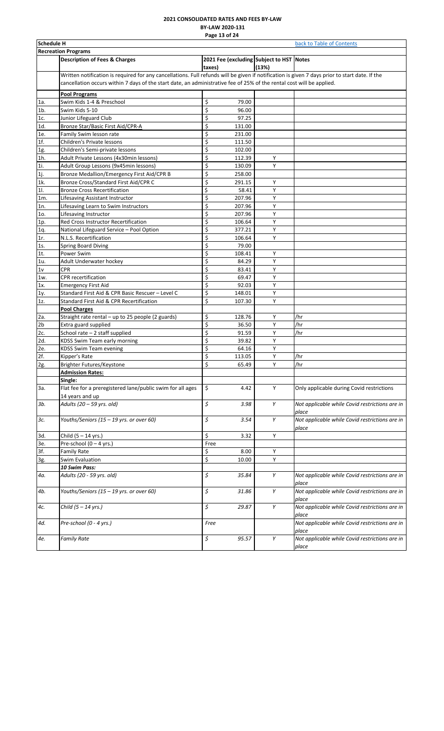**2021 CONSOLIDATED RATES AND FEES BY-LAW**
**BY-LAW 2020-131**

**Schedule H** — back to Table of Contents

**Recreation Programs**

| | Description of Fees & Charges | 2021 Fee (excluding taxes) | Subject to HST (13%) | Notes |
|---|---|---|---|---|
| | Written notification is required for any cancellations. Full refunds will be given if notification is given 7 days prior to start date. If the cancellation occurs within 7 days of the start date, an administrative fee of 25% of the rental cost will be applied. | | | |
| | **Pool Programs** | | | |
| 1a. | Swim Kids 1-4 & Preschool | $ 79.00 | | |
| 1b. | Swim Kids 5-10 | $ 96.00 | | |
| 1c. | Junior Lifeguard Club | $ 97.25 | | |
| 1d. | Bronze Star/Basic First Aid/CPR-A | $ 131.00 | | |
| 1e. | Family Swim lesson rate | $ 231.00 | | |
| 1f. | Children's Private lessons | $ 111.50 | | |
| 1g. | Children's Semi-private lessons | $ 102.00 | | |
| 1h. | Adult Private Lessons (4x30min lessons) | $ 112.39 | Y | |
| 1i. | Adult Group Lessons (9x45min lessons) | $ 130.09 | Y | |
| 1j. | Bronze Medallion/Emergency First Aid/CPR B | $ 258.00 | | |
| 1k. | Bronze Cross/Standard First Aid/CPR C | $ 291.15 | Y | |
| 1l. | Bronze Cross Recertification | $ 58.41 | Y | |
| 1m. | Lifesaving Assistant Instructor | $ 207.96 | Y | |
| 1n. | Lifesaving Learn to Swim Instructors | $ 207.96 | Y | |
| 1o. | Lifesaving Instructor | $ 207.96 | Y | |
| 1p. | Red Cross Instructor Recertification | $ 106.64 | Y | |
| 1q. | National Lifeguard Service – Pool Option | $ 377.21 | Y | |
| 1r. | N.L.S. Recertification | $ 106.64 | Y | |
| 1s. | Spring Board Diving | $ 79.00 | | |
| 1t. | Power Swim | $ 108.41 | Y | |
| 1u. | Adult Underwater hockey | $ 84.29 | Y | |
| 1v | CPR | $ 83.41 | Y | |
| 1w. | CPR recertification | $ 69.47 | Y | |
| 1x. | Emergency First Aid | $ 92.03 | Y | |
| 1y. | Standard First Aid & CPR Basic Rescuer – Level C | $ 148.01 | Y | |
| 1z. | Standard First Aid & CPR Recertification | $ 107.30 | Y | |
| | **Pool Charges** | | | |
| 2a. | Straight rate rental – up to 25 people (2 guards) | $ 128.76 | Y | /hr |
| 2b | Extra guard supplied | $ 36.50 | Y | /hr |
| 2c. | School rate – 2 staff supplied | $ 91.59 | Y | /hr |
| 2d. | KDSS Swim Team early morning | $ 39.82 | Y | |
| 2e. | KDSS Swim Team evening | $ 64.16 | Y | |
| 2f. | Kipper's Rate | $ 113.05 | Y | /hr |
| 2g. | Brighter Futures/Keystone | $ 65.49 | Y | /hr |
| | **Admission Rates:** | | | |
| | **Single:** | | | |
| 3a. | Flat fee for a preregistered lane/public swim for all ages 14 years and up | $ 4.42 | Y | Only applicable during Covid restrictions |
| *3b.* | *Adults (20 – 59 yrs. old)* | *$ 3.98* | *Y* | *Not applicable while Covid restrictions are in place* |
| *3c.* | *Youths/Seniors (15 – 19 yrs. or over 60)* | *$ 3.54* | *Y* | *Not applicable while Covid restrictions are in place* |
| 3d. | Child (5 – 14 yrs.) | $ 3.32 | Y | |
| 3e. | Pre-school (0 – 4 yrs.) | Free | | |
| 3f. | Family Rate | $ 8.00 | Y | |
| 3g. | Swim Evaluation | $ 10.00 | Y | |
| | ***10 Swim Pass:*** | | | |
| *4a.* | *Adults (20 - 59 yrs. old)* | *$ 35.84* | *Y* | *Not applicable while Covid restrictions are in place* |
| *4b.* | *Youths/Seniors (15 – 19 yrs. or over 60)* | *$ 31.86* | *Y* | *Not applicable while Covid restrictions are in place* |
| *4c.* | *Child (5 – 14 yrs.)* | *$ 29.87* | *Y* | *Not applicable while Covid restrictions are in place* |
| *4d.* | *Pre-school (0 - 4 yrs.)* | *Free* | | *Not applicable while Covid restrictions are in place* |
| *4e.* | *Family Rate* | *$ 95.57* | *Y* | *Not applicable while Covid restrictions are in place* |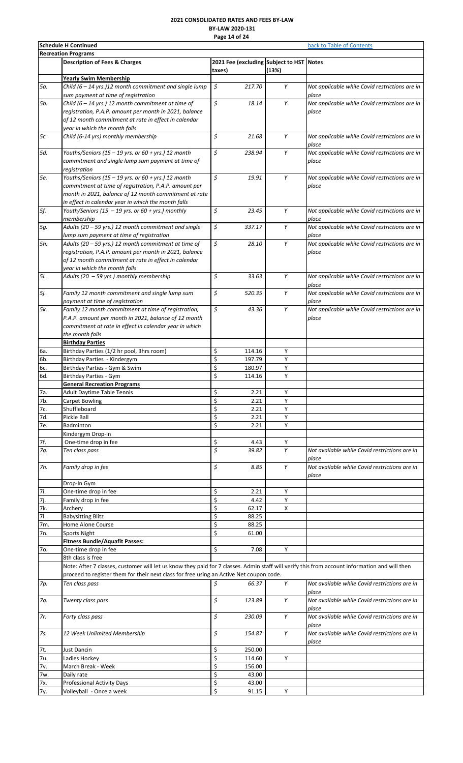# 2021 CONSOLIDATED RATES AND FEES BY-LAW

**BY-LAW 2020-131**

**Schedule H Continued** — back to Table of Contents

**Recreation Programs**

| | Description of Fees & Charges | 2021 Fee (excluding taxes) | Subject to HST (13%) | Notes |
|---|---|---|---|---|
| | **Yearly Swim Membership** | | | |
| 5a. | *Child (6 – 14 yrs.)12 month commitment and single lump sum payment at time of registration* | *$ 217.70* | *Y* | *Not applicable while Covid restrictions are in place* |
| 5b. | *Child (6 – 14 yrs.) 12 month commitment at time of registration, P.A.P. amount per month in 2021, balance of 12 month commitment at rate in effect in calendar year in which the month falls* | *$ 18.14* | *Y* | *Not applicable while Covid restrictions are in place* |
| 5c. | *Child (6-14 yrs) monthly membership* | *$ 21.68* | *Y* | *Not applicable while Covid restrictions are in place* |
| 5d. | *Youths/Seniors (15 – 19 yrs. or 60 + yrs.) 12 month commitment and single lump sum payment at time of registration* | *$ 238.94* | *Y* | *Not applicable while Covid restrictions are in place* |
| 5e. | *Youths/Seniors (15 – 19 yrs. or 60 + yrs.) 12 month commitment at time of registration, P.A.P. amount per month in 2021, balance of 12 month commitment at rate in effect in calendar year in which the month falls* | *$ 19.91* | *Y* | *Not applicable while Covid restrictions are in place* |
| 5f. | *Youth/Seniors (15 – 19 yrs. or 60 + yrs.) monthly membership* | *$ 23.45* | *Y* | *Not applicable while Covid restrictions are in place* |
| 5g. | *Adults (20 – 59 yrs.) 12 month commitment and single lump sum payment at time of registration* | *$ 337.17* | *Y* | *Not applicable while Covid restrictions are in place* |
| 5h. | *Adults (20 – 59 yrs.) 12 month commitment at time of registration, P.A.P. amount per month in 2021, balance of 12 month commitment at rate in effect in calendar year in which the month falls* | *$ 28.10* | *Y* | *Not applicable while Covid restrictions are in place* |
| 5i. | *Adults (20 – 59 yrs.) monthly membership* | *$ 33.63* | *Y* | *Not applicable while Covid restrictions are in place* |
| 5j. | *Family 12 month commitment and single lump sum payment at time of registration* | *$ 520.35* | *Y* | *Not applicable while Covid restrictions are in place* |
| 5k. | *Family 12 month commitment at time of registration, P.A.P. amount per month in 2021, balance of 12 month commitment at rate in effect in calendar year in which the month falls* | *$ 43.36* | *Y* | *Not applicable while Covid restrictions are in place* |
| | **Birthday Parties** | | | |
| 6a. | Birthday Parties (1/2 hr pool, 3hrs room) | $ 114.16 | Y | |
| 6b. | Birthday Parties - Kindergym | $ 197.79 | Y | |
| 6c. | Birthday Parties - Gym & Swim | $ 180.97 | Y | |
| 6d. | Birthday Parties - Gym | $ 114.16 | Y | |
| | **General Recreation Programs** | | | |
| 7a. | Adult Daytime Table Tennis | $ 2.21 | Y | |
| 7b. | Carpet Bowling | $ 2.21 | Y | |
| 7c. | Shuffleboard | $ 2.21 | Y | |
| 7d. | Pickle Ball | $ 2.21 | Y | |
| 7e. | Badminton | $ 2.21 | Y | |
| | Kindergym Drop-In | | | |
| 7f. | One-time drop in fee | $ 4.43 | Y | |
| 7g. | *Ten class pass* | *$ 39.82* | *Y* | *Not available while Covid restrictions are in place* |
| 7h. | *Family drop in fee* | *$ 8.85* | *Y* | *Not available while Covid restrictions are in place* |
| | Drop-In Gym | | | |
| 7i. | One-time drop in fee | $ 2.21 | Y | |
| 7j. | Family drop in fee | $ 4.42 | Y | |
| 7k. | Archery | $ 62.17 | X | |
| 7l. | Babysitting Blitz | $ 88.25 | | |
| 7m. | Home Alone Course | $ 88.25 | | |
| 7n. | Sports Night | $ 61.00 | | |
| | **Fitness Bundle/Aquafit Passes:** | | | |
| 7o. | One-time drop in fee | $ 7.08 | Y | |
| | 8th class is free | | | |
| | Note: After 7 classes, customer will let us know they paid for 7 classes. Admin staff will verify this from account information and will then proceed to register them for their next class for free using an Active Net coupon code. | | | |
| 7p. | *Ten class pass* | *$ 66.37* | *Y* | *Not available while Covid restrictions are in place* |
| 7q. | *Twenty class pass* | *$ 123.89* | *Y* | *Not available while Covid restrictions are in place* |
| 7r. | *Forty class pass* | *$ 230.09* | *Y* | *Not available while Covid restrictions are in place* |
| 7s. | *12 Week Unlimited Membership* | *$ 154.87* | *Y* | *Not available while Covid restrictions are in place* |
| 7t. | Just Dancin | $ 250.00 | | |
| 7u. | Ladies Hockey | $ 114.60 | Y | |
| 7v. | March Break - Week | $ 156.00 | | |
| 7w. | Daily rate | $ 43.00 | | |
| 7x. | Professional Activity Days | $ 43.00 | | |
| 7y. | Volleyball - Once a week | $ 91.15 | Y | |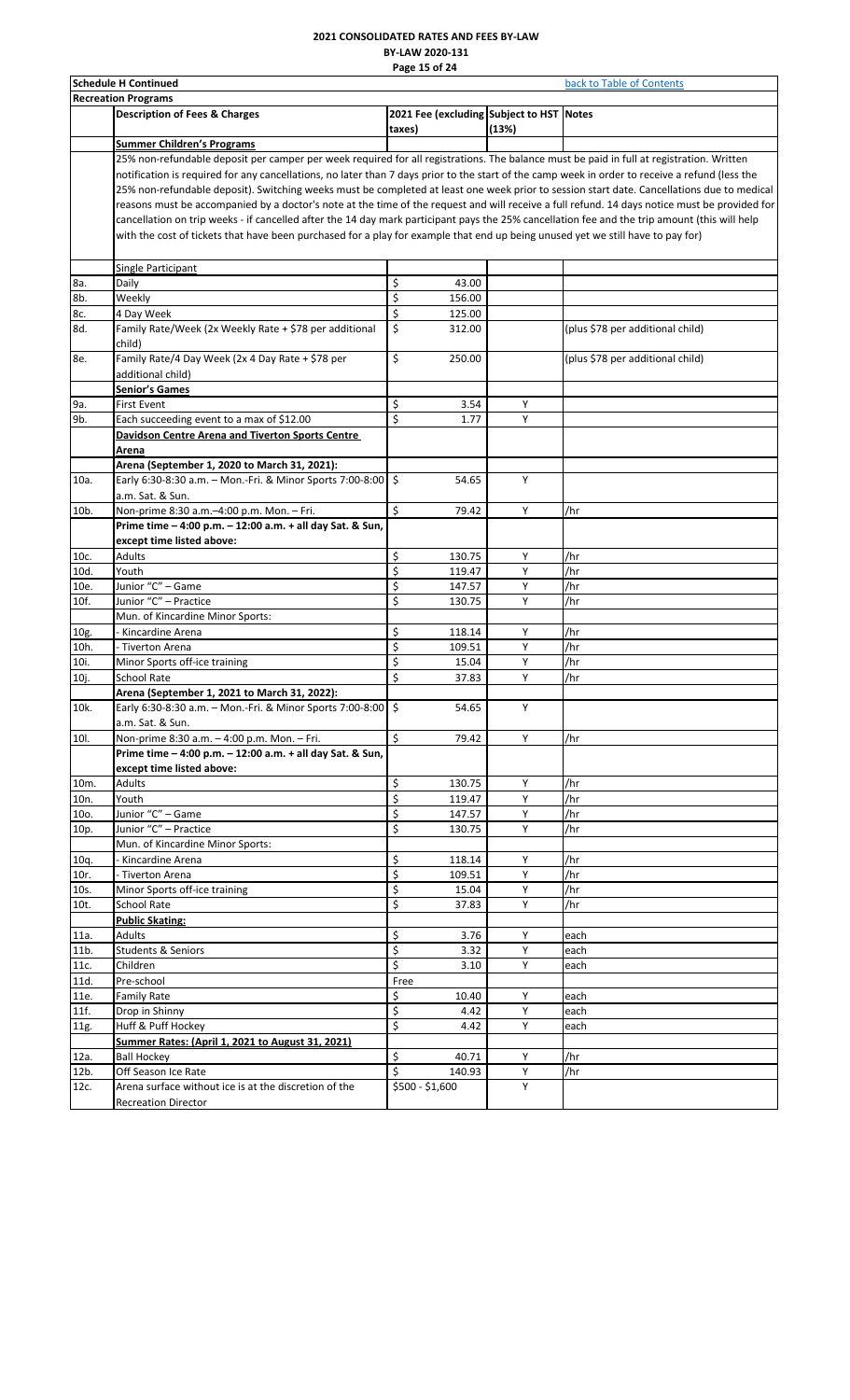# 2021 CONSOLIDATED RATES AND FEES BY-LAW

**BY-LAW 2020-131**

| **Schedule H Continued** | | back to Table of Contents | | |
|---|---|---|---|---|
| **Recreation Programs** | | | | |
| | **Description of Fees & Charges** | **2021 Fee (excluding taxes)** | **Subject to HST (13%)** | **Notes** |
| | **Summer Children's Programs** | | | |
| | 25% non-refundable deposit per camper per week required for all registrations. The balance must be paid in full at registration. Written notification is required for any cancellations, no later than 7 days prior to the start of the camp week in order to receive a refund (less the 25% non-refundable deposit). Switching weeks must be completed at least one week prior to session start date. Cancellations due to medical reasons must be accompanied by a doctor's note at the time of the request and will receive a full refund. 14 days notice must be provided for cancellation on trip weeks - if cancelled after the 14 day mark participant pays the 25% cancellation fee and the trip amount (this will help with the cost of tickets that have been purchased for a play for example that end up being unused yet we still have to pay for) | | | |
| | Single Participant | | | |
| 8a. | Daily | $ 43.00 | | |
| 8b. | Weekly | $ 156.00 | | |
| 8c. | 4 Day Week | $ 125.00 | | |
| 8d. | Family Rate/Week (2x Weekly Rate + $78 per additional child) | $ 312.00 | | (plus $78 per additional child) |
| 8e. | Family Rate/4 Day Week (2x 4 Day Rate + $78 per additional child) | $ 250.00 | | (plus $78 per additional child) |
| | **Senior's Games** | | | |
| 9a. | First Event | $ 3.54 | Y | |
| 9b. | Each succeeding event to a max of $12.00 | $ 1.77 | Y | |
| | **Davidson Centre Arena and Tiverton Sports Centre Arena** | | | |
| | **Arena (September 1, 2020 to March 31, 2021):** | | | |
| 10a. | Early 6:30-8:30 a.m. – Mon.-Fri. & Minor Sports 7:00-8:00 a.m. Sat. & Sun. | $ 54.65 | Y | |
| 10b. | Non-prime 8:30 a.m.–4:00 p.m. Mon. – Fri. | $ 79.42 | Y | /hr |
| | **Prime time – 4:00 p.m. – 12:00 a.m. + all day Sat. & Sun, except time listed above:** | | | |
| 10c. | Adults | $ 130.75 | Y | /hr |
| 10d. | Youth | $ 119.47 | Y | /hr |
| 10e. | Junior "C" – Game | $ 147.57 | Y | /hr |
| 10f. | Junior "C" – Practice | $ 130.75 | Y | /hr |
| | Mun. of Kincardine Minor Sports: | | | |
| 10g. | - Kincardine Arena | $ 118.14 | Y | /hr |
| 10h. | - Tiverton Arena | $ 109.51 | Y | /hr |
| 10i. | Minor Sports off-ice training | $ 15.04 | Y | /hr |
| 10j. | School Rate | $ 37.83 | Y | /hr |
| | **Arena (September 1, 2021 to March 31, 2022):** | | | |
| 10k. | Early 6:30-8:30 a.m. – Mon.-Fri. & Minor Sports 7:00-8:00 a.m. Sat. & Sun. | $ 54.65 | Y | |
| 10l. | Non-prime 8:30 a.m. – 4:00 p.m. Mon. – Fri. | $ 79.42 | Y | /hr |
| | **Prime time – 4:00 p.m. – 12:00 a.m. + all day Sat. & Sun, except time listed above:** | | | |
| 10m. | Adults | $ 130.75 | Y | /hr |
| 10n. | Youth | $ 119.47 | Y | /hr |
| 10o. | Junior "C" – Game | $ 147.57 | Y | /hr |
| 10p. | Junior "C" – Practice | $ 130.75 | Y | /hr |
| | Mun. of Kincardine Minor Sports: | | | |
| 10q. | - Kincardine Arena | $ 118.14 | Y | /hr |
| 10r. | - Tiverton Arena | $ 109.51 | Y | /hr |
| 10s. | Minor Sports off-ice training | $ 15.04 | Y | /hr |
| 10t. | School Rate | $ 37.83 | Y | /hr |
| | **Public Skating:** | | | |
| 11a. | Adults | $ 3.76 | Y | each |
| 11b. | Students & Seniors | $ 3.32 | Y | each |
| 11c. | Children | $ 3.10 | Y | each |
| 11d. | Pre-school | Free | | |
| 11e. | Family Rate | $ 10.40 | Y | each |
| 11f. | Drop in Shinny | $ 4.42 | Y | each |
| 11g. | Huff & Puff Hockey | $ 4.42 | Y | each |
| | **Summer Rates: (April 1, 2021 to August 31, 2021)** | | | |
| 12a. | Ball Hockey | $ 40.71 | Y | /hr |
| 12b. | Off Season Ice Rate | $ 140.93 | Y | /hr |
| 12c. | Arena surface without ice is at the discretion of the Recreation Director | $500 - $1,600 | Y | |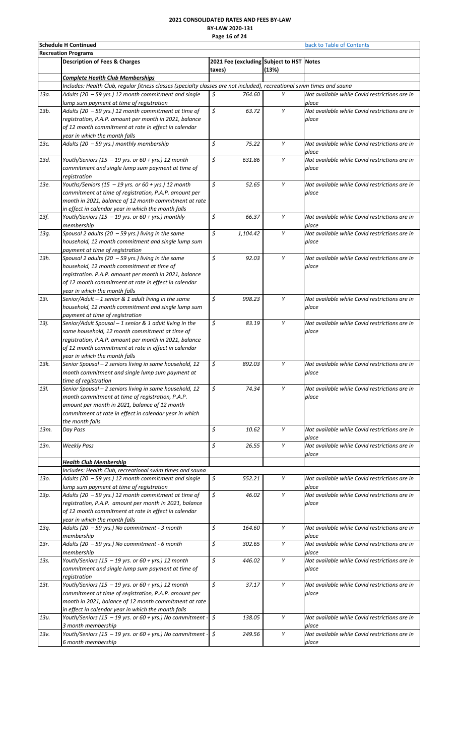**2021 CONSOLIDATED RATES AND FEES BY-LAW**
**BY-LAW 2020-131**

| Schedule H Continued | | | | back to Table of Contents |
|---|---|---|---|---|
| **Recreation Programs** | | | | |
| | **Description of Fees & Charges** | **2021 Fee (excluding taxes)** | **Subject to HST (13%)** | **Notes** |
| | ***Complete Health Club Memberships*** | | | |
| | *Includes: Health Club, regular fitness classes (specialty classes are not included), recreational swim times and sauna* | | | |
| 13a. | Adults (20 – 59 yrs.) 12 month commitment and single lump sum payment at time of registration | $ 764.60 | Y | Not available while Covid restrictions are in place |
| 13b. | Adults (20 – 59 yrs.) 12 month commitment at time of registration, P.A.P. amount per month in 2021, balance of 12 month commitment at rate in effect in calendar year in which the month falls | $ 63.72 | Y | Not available while Covid restrictions are in place |
| 13c. | Adults (20 – 59 yrs.) monthly membership | $ 75.22 | Y | Not available while Covid restrictions are in place |
| 13d. | Youth/Seniors (15 – 19 yrs. or 60 + yrs.) 12 month commitment and single lump sum payment at time of registration | $ 631.86 | Y | Not available while Covid restrictions are in place |
| 13e. | Youths/Seniors (15 – 19 yrs. or 60 + yrs.) 12 month commitment at time of registration, P.A.P. amount per month in 2021, balance of 12 month commitment at rate in effect in calendar year in which the month falls | $ 52.65 | Y | Not available while Covid restrictions are in place |
| 13f. | Youth/Seniors (15 – 19 yrs. or 60 + yrs.) monthly membership | $ 66.37 | Y | Not available while Covid restrictions are in place |
| 13g. | Spousal 2 adults (20 – 59 yrs.) living in the same household, 12 month commitment and single lump sum payment at time of registration | $ 1,104.42 | Y | Not available while Covid restrictions are in place |
| 13h. | Spousal 2 adults (20 – 59 yrs.) living in the same household, 12 month commitment at time of registration. P.A.P. amount per month in 2021, balance of 12 month commitment at rate in effect in calendar year in which the month falls | $ 92.03 | Y | Not available while Covid restrictions are in place |
| 13i. | Senior/Adult – 1 senior & 1 adult living in the same household, 12 month commitment and single lump sum payment at time of registration | $ 998.23 | Y | Not available while Covid restrictions are in place |
| 13j. | Senior/Adult Spousal – 1 senior & 1 adult living in the same household, 12 month commitment at time of registration, P.A.P. amount per month in 2021, balance of 12 month commitment at rate in effect in calendar year in which the month falls | $ 83.19 | Y | Not available while Covid restrictions are in place |
| 13k. | Senior Spousal – 2 seniors living in same household, 12 month commitment and single lump sum payment at time of registration | $ 892.03 | Y | Not available while Covid restrictions are in place |
| 13l. | Senior Spousal – 2 seniors living in same household, 12 month commitment at time of registration, P.A.P. amount per month in 2021, balance of 12 month commitment at rate in effect in calendar year in which the month falls | $ 74.34 | Y | Not available while Covid restrictions are in place |
| 13m. | Day Pass | $ 10.62 | Y | Not available while Covid restrictions are in place |
| 13n. | Weekly Pass | $ 26.55 | Y | Not available while Covid restrictions are in place |
| | ***Health Club Membership*** | | | |
| | *Includes: Health Club, recreational swim times and sauna* | | | |
| 13o. | Adults (20 – 59 yrs.) 12 month commitment and single lump sum payment at time of registration | $ 552.21 | Y | Not available while Covid restrictions are in place |
| 13p. | Adults (20 – 59 yrs.) 12 month commitment at time of registration, P.A.P. amount per month in 2021, balance of 12 month commitment at rate in effect in calendar year in which the month falls | $ 46.02 | Y | Not available while Covid restrictions are in place |
| 13q. | Adults (20 – 59 yrs.) No commitment - 3 month membership | $ 164.60 | Y | Not available while Covid restrictions are in place |
| 13r. | Adults (20 – 59 yrs.) No commitment - 6 month membership | $ 302.65 | Y | Not available while Covid restrictions are in place |
| 13s. | Youth/Seniors (15 – 19 yrs. or 60 + yrs.) 12 month commitment and single lump sum payment at time of registration | $ 446.02 | Y | Not available while Covid restrictions are in place |
| 13t. | Youth/Seniors (15 – 19 yrs. or 60 + yrs.) 12 month commitment at time of registration, P.A.P. amount per month in 2021, balance of 12 month commitment at rate in effect in calendar year in which the month falls | $ 37.17 | Y | Not available while Covid restrictions are in place |
| 13u. | Youth/Seniors (15 – 19 yrs. or 60 + yrs.) No commitment - 3 month membership | $ 138.05 | Y | Not available while Covid restrictions are in place |
| 13v. | Youth/Seniors (15 – 19 yrs. or 60 + yrs.) No commitment - 6 month membership | $ 249.56 | Y | Not available while Covid restrictions are in place |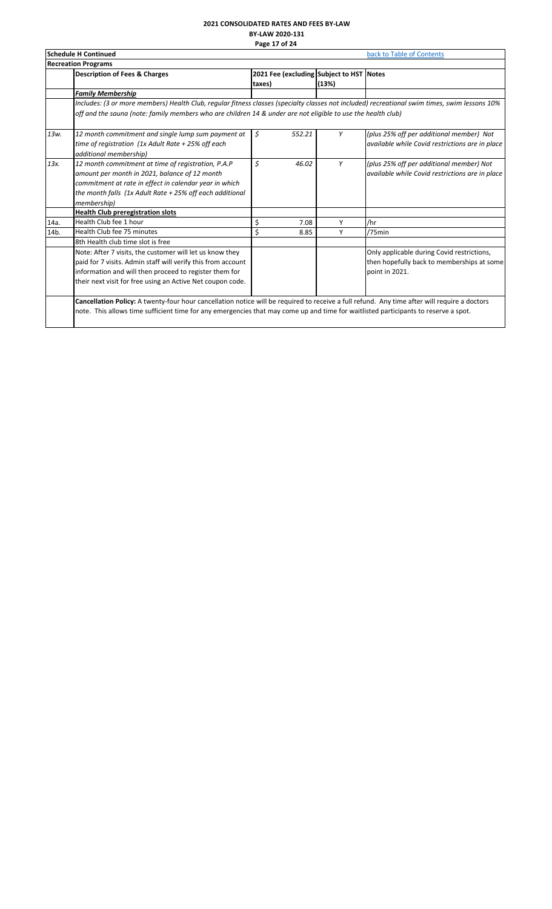# 2021 CONSOLIDATED RATES AND FEES BY-LAW

**BY-LAW 2020-131**

**Schedule H Continued** — back to Table of Contents

**Recreation Programs**

| | Description of Fees & Charges | 2021 Fee (excluding taxes) | Subject to HST (13%) | Notes |
|---|---|---|---|---|
| | ***Family Membership*** | | | |
| | *Includes: (3 or more members) Health Club, regular fitness classes (specialty classes not included) recreational swim times, swim lessons 10% off and the sauna (note: family members who are children 14 & under are not eligible to use the health club)* | | | |
| 13w. | *12 month commitment and single lump sum payment at time of registration (1x Adult Rate + 25% off each additional membership)* | *$ 552.21* | *Y* | *(plus 25% off per additional member) Not available while Covid restrictions are in place* |
| 13x. | *12 month commitment at time of registration, P.A.P amount per month in 2021, balance of 12 month commitment at rate in effect in calendar year in which the month falls (1x Adult Rate + 25% off each additional membership)* | *$ 46.02* | *Y* | *(plus 25% off per additional member) Not available while Covid restrictions are in place* |
| | **Health Club preregistration slots** | | | |
| 14a. | Health Club fee 1 hour | $ 7.08 | Y | /hr |
| 14b. | Health Club fee 75 minutes | $ 8.85 | Y | /75min |
| | 8th Health club time slot is free | | | |
| | Note: After 7 visits, the customer will let us know they paid for 7 visits. Admin staff will verify this from account information and will then proceed to register them for their next visit for free using an Active Net coupon code. | | | Only applicable during Covid restrictions, then hopefully back to memberships at some point in 2021. |
| | **Cancellation Policy:** A twenty-four hour cancellation notice will be required to receive a full refund. Any time after will require a doctors note. This allows time sufficient time for any emergencies that may come up and time for waitlisted participants to reserve a spot. | | | |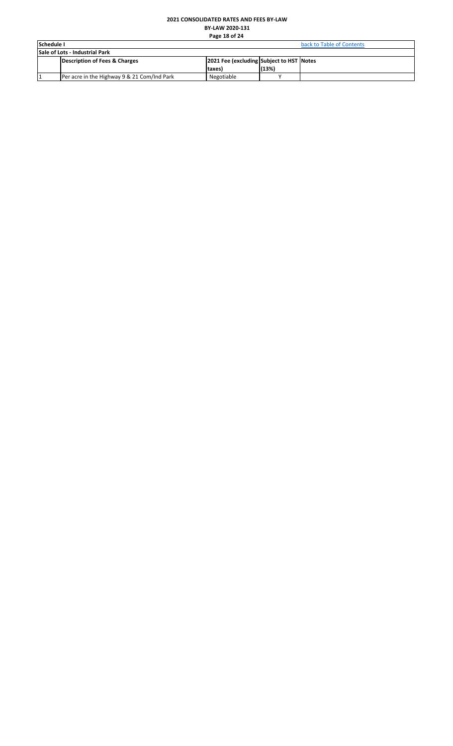**2021 CONSOLIDATED RATES AND FEES BY-LAW**

**BY-LAW 2020-131**

| **Schedule I** | | | | back to Table of Contents |
|---|---|---|---|---|
| **Sale of Lots - Industrial Park** | | | | |
| | **Description of Fees & Charges** | **2021 Fee (excluding taxes)** | **Subject to HST (13%)** | **Notes** |
| 1 | Per acre in the Highway 9 & 21 Com/Ind Park | Negotiable | Y | |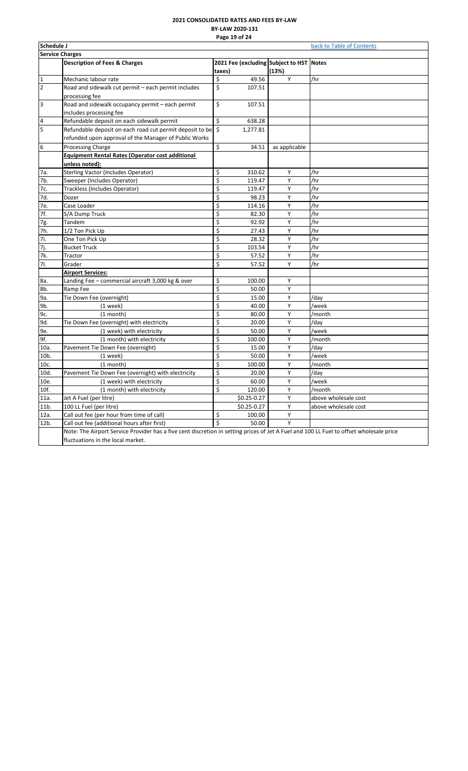# 2021 CONSOLIDATED RATES AND FEES BY-LAW

**BY-LAW 2020-131**

**Schedule J** — back to Table of Contents

**Service Charges**

| | Description of Fees & Charges | 2021 Fee (excluding taxes) | Subject to HST (13%) | Notes |
|---|---|---|---|---|
| 1 | Mechanic labour rate | $ 49.56 | Y | /hr |
| 2 | Road and sidewalk cut permit – each permit includes processing fee | $ 107.51 | | |
| 3 | Road and sidewalk occupancy permit – each permit includes processing fee | $ 107.51 | | |
| 4 | Refundable deposit on each sidewalk permit | $ 638.28 | | |
| 5 | Refundable deposit on each road cut permit deposit to be refunded upon approval of the Manager of Public Works | $ 1,277.81 | | |
| 6 | Processing Charge | $ 34.51 | as applicable | |
| | **Equipment Rental Rates (Operator cost additional unless noted):** | | | |
| 7a. | Sterling Vactor (Includes Operator) | $ 310.62 | Y | /hr |
| 7b. | Sweeper (Includes Operator) | $ 119.47 | Y | /hr |
| 7c. | Trackless (Includes Operator) | $ 119.47 | Y | /hr |
| 7d. | Dozer | $ 98.23 | Y | /hr |
| 7e. | Case Loader | $ 114.16 | Y | /hr |
| 7f. | S/A Dump Truck | $ 82.30 | Y | /hr |
| 7g. | Tandem | $ 92.92 | Y | /hr |
| 7h. | 1/2 Ton Pick Up | $ 27.43 | Y | /hr |
| 7i. | One Ton Pick Up | $ 28.32 | Y | /hr |
| 7j. | Bucket Truck | $ 103.54 | Y | /hr |
| 7k. | Tractor | $ 57.52 | Y | /hr |
| 7l. | Grader | $ 57.52 | Y | /hr |
| | **Airport Services:** | | | |
| 8a. | Landing Fee – commercial aircraft 3,000 kg & over | $ 100.00 | Y | |
| 8b. | Ramp Fee | $ 50.00 | Y | |
| 9a. | Tie Down Fee (overnight) | $ 15.00 | Y | /day |
| 9b. | (1 week) | $ 40.00 | Y | /week |
| 9c. | (1 month) | $ 80.00 | Y | /month |
| 9d. | Tie Down Fee (overnight) with electricity | $ 20.00 | Y | /day |
| 9e. | (1 week) with electricity | $ 50.00 | Y | /week |
| 9f. | (1 month) with electricity | $ 100.00 | Y | /month |
| 10a. | Pavement Tie Down Fee (overnight) | $ 15.00 | Y | /day |
| 10b. | (1 week) | $ 50.00 | Y | /week |
| 10c. | (1 month) | $ 100.00 | Y | /month |
| 10d. | Pavement Tie Down Fee (overnight) with electricity | $ 20.00 | Y | /day |
| 10e. | (1 week) with electricity | $ 60.00 | Y | /week |
| 10f. | (1 month) with electricity | $ 120.00 | Y | /month |
| 11a. | Jet A Fuel (per litre) | $0.25-0.27 | Y | above wholesale cost |
| 11b. | 100 LL Fuel (per litre) | $0.25-0.27 | Y | above wholesale cost |
| 12a. | Call out fee (per hour from time of call) | $ 100.00 | Y | |
| 12b. | Call out fee (additional hours after first) | $ 50.00 | Y | |

Note: The Airport Service Provider has a five cent discretion in setting prices of Jet A Fuel and 100 LL Fuel to offset wholesale price fluctuations in the local market.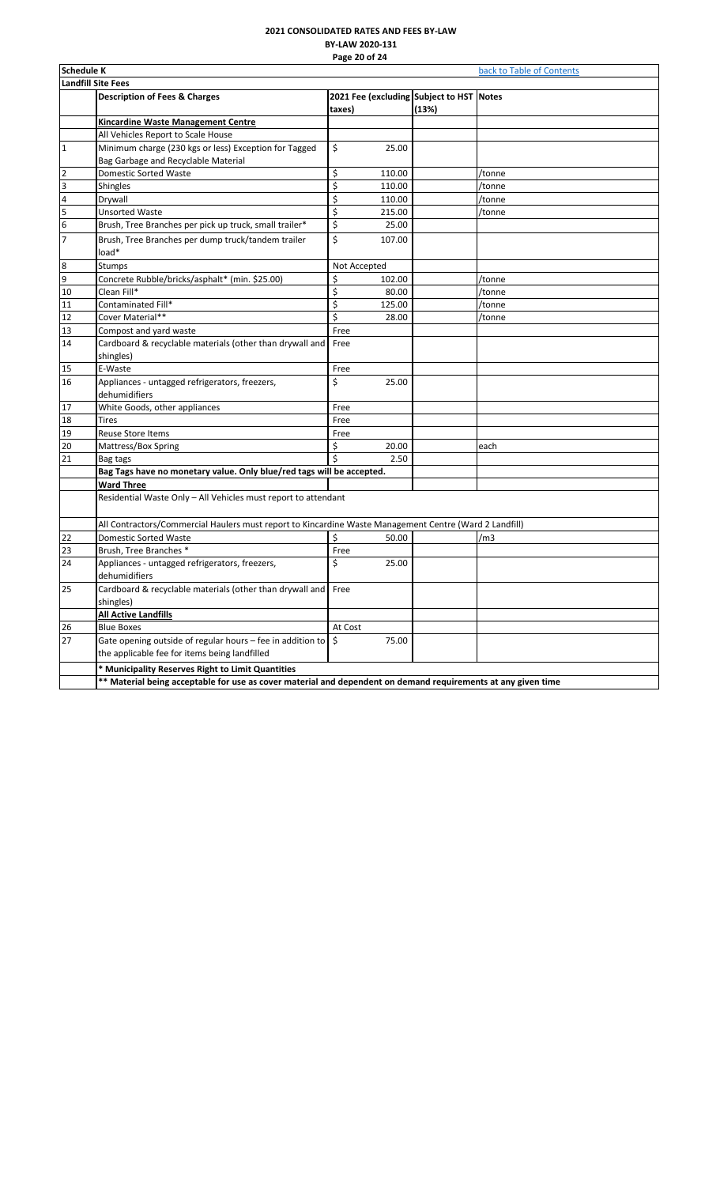**2021 CONSOLIDATED RATES AND FEES BY-LAW**
**BY-LAW 2020-131**

**Schedule K** | back to Table of Contents

**Landfill Site Fees**

| | Description of Fees & Charges | 2021 Fee (excluding taxes) | Subject to HST (13%) | Notes |
|---|---|---|---|---|
| | **Kincardine Waste Management Centre** | | | |
| | All Vehicles Report to Scale House | | | |
| 1 | Minimum charge (230 kgs or less) Exception for Tagged Bag Garbage and Recyclable Material | $ 25.00 | | |
| 2 | Domestic Sorted Waste | $ 110.00 | | /tonne |
| 3 | Shingles | $ 110.00 | | /tonne |
| 4 | Drywall | $ 110.00 | | /tonne |
| 5 | Unsorted Waste | $ 215.00 | | /tonne |
| 6 | Brush, Tree Branches per pick up truck, small trailer* | $ 25.00 | | |
| 7 | Brush, Tree Branches per dump truck/tandem trailer load* | $ 107.00 | | |
| 8 | Stumps | Not Accepted | | |
| 9 | Concrete Rubble/bricks/asphalt* (min. $25.00) | $ 102.00 | | /tonne |
| 10 | Clean Fill* | $ 80.00 | | /tonne |
| 11 | Contaminated Fill* | $ 125.00 | | /tonne |
| 12 | Cover Material** | $ 28.00 | | /tonne |
| 13 | Compost and yard waste | Free | | |
| 14 | Cardboard & recyclable materials (other than drywall and shingles) | Free | | |
| 15 | E-Waste | Free | | |
| 16 | Appliances - untagged refrigerators, freezers, dehumidifiers | $ 25.00 | | |
| 17 | White Goods, other appliances | Free | | |
| 18 | Tires | Free | | |
| 19 | Reuse Store Items | Free | | |
| 20 | Mattress/Box Spring | $ 20.00 | | each |
| 21 | Bag tags | $ 2.50 | | |
| | **Bag Tags have no monetary value. Only blue/red tags will be accepted.** | | | |
| | **Ward Three** | | | |
| | Residential Waste Only – All Vehicles must report to attendant | | | |
| | All Contractors/Commercial Haulers must report to Kincardine Waste Management Centre (Ward 2 Landfill) | | | |
| 22 | Domestic Sorted Waste | $ 50.00 | | /m3 |
| 23 | Brush, Tree Branches * | Free | | |
| 24 | Appliances - untagged refrigerators, freezers, dehumidifiers | $ 25.00 | | |
| 25 | Cardboard & recyclable materials (other than drywall and shingles) | Free | | |
| | **All Active Landfills** | | | |
| 26 | Blue Boxes | At Cost | | |
| 27 | Gate opening outside of regular hours – fee in addition to the applicable fee for items being landfilled | $ 75.00 | | |
| | **\* Municipality Reserves Right to Limit Quantities** | | | |
| | **\*\* Material being acceptable for use as cover material and dependent on demand requirements at any given time** | | | |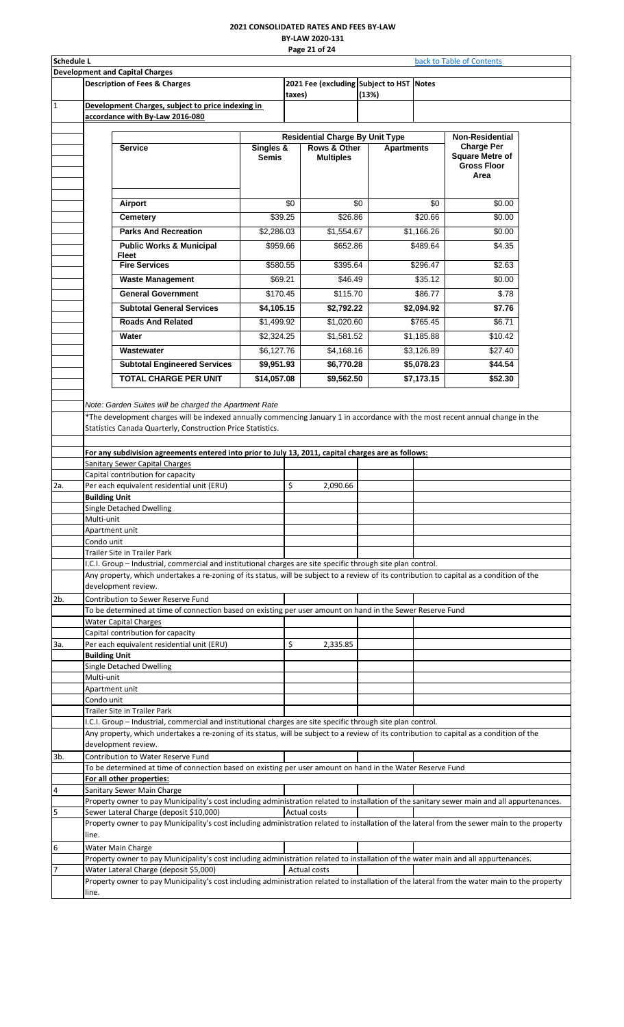# 2021 CONSOLIDATED RATES AND FEES BY-LAW
## BY-LAW 2020-131

**Schedule L** — back to Table of Contents

**Development and Capital Charges**

| | Description of Fees & Charges | 2021 Fee (excluding taxes) | Subject to HST (13%) | Notes |
|---|---|---|---|---|
| 1 | **Development Charges, subject to price indexing in accordance with By-Law 2016-080** | | | |

| Service | Singles & Semis | Rows & Other Multiples | Apartments | Non-Residential Charge Per Square Metre of Gross Floor Area |
|---|---|---|---|---|
| | Residential Charge By Unit Type | | | |
| **Airport** | $0 | $0 | $0 | $0.00 |
| **Cemetery** | $39.25 | $26.86 | $20.66 | $0.00 |
| **Parks And Recreation** | $2,286.03 | $1,554.67 | $1,166.26 | $0.00 |
| **Public Works & Municipal Fleet** | $959.66 | $652.86 | $489.64 | $4.35 |
| **Fire Services** | $580.55 | $395.64 | $296.47 | $2.63 |
| **Waste Management** | $69.21 | $46.49 | $35.12 | $0.00 |
| **General Government** | $170.45 | $115.70 | $86.77 | $.78 |
| **Subtotal General Services** | **$4,105.15** | **$2,792.22** | **$2,094.92** | **$7.76** |
| **Roads And Related** | $1,499.92 | $1,020.60 | $765.45 | $6.71 |
| **Water** | $2,324.25 | $1,581.52 | $1,185.88 | $10.42 |
| **Wastewater** | $6,127.76 | $4,168.16 | $3,126.89 | $27.40 |
| **Subtotal Engineered Services** | **$9,951.93** | **$6,770.28** | **$5,078.23** | **$44.54** |
| **TOTAL CHARGE PER UNIT** | **$14,057.08** | **$9,562.50** | **$7,173.15** | **$52.30** |

*Note: Garden Suites will be charged the Apartment Rate*

*The development charges will be indexed annually commencing January 1 in accordance with the most recent annual change in the Statistics Canada Quarterly, Construction Price Statistics.

| | Description of Fees & Charges | 2021 Fee (excluding taxes) | Subject to HST (13%) | Notes |
|---|---|---|---|---|
| | **For any subdivision agreements entered into prior to July 13, 2011, capital charges are as follows:** | | | |
| | Sanitary Sewer Capital Charges | | | |
| | Capital contribution for capacity | | | |
| 2a. | Per each equivalent residential unit (ERU) | $ 2,090.66 | | |
| | **Building Unit** | | | |
| | Single Detached Dwelling | | | |
| | Multi-unit | | | |
| | Apartment unit | | | |
| | Condo unit | | | |
| | Trailer Site in Trailer Park | | | |
| | I.C.I. Group – Industrial, commercial and institutional charges are site specific through site plan control. | | | |
| | Any property, which undertakes a re-zoning of its status, will be subject to a review of its contribution to capital as a condition of the development review. | | | |
| 2b. | Contribution to Sewer Reserve Fund | | | |
| | To be determined at time of connection based on existing per user amount on hand in the Sewer Reserve Fund | | | |
| | Water Capital Charges | | | |
| | Capital contribution for capacity | | | |
| 3a. | Per each equivalent residential unit (ERU) | $ 2,335.85 | | |
| | **Building Unit** | | | |
| | Single Detached Dwelling | | | |
| | Multi-unit | | | |
| | Apartment unit | | | |
| | Condo unit | | | |
| | Trailer Site in Trailer Park | | | |
| | I.C.I. Group – Industrial, commercial and institutional charges are site specific through site plan control. | | | |
| | Any property, which undertakes a re-zoning of its status, will be subject to a review of its contribution to capital as a condition of the development review. | | | |
| 3b. | Contribution to Water Reserve Fund | | | |
| | To be determined at time of connection based on existing per user amount on hand in the Water Reserve Fund | | | |
| | **For all other properties:** | | | |
| 4 | Sanitary Sewer Main Charge | | | |
| | Property owner to pay Municipality's cost including administration related to installation of the sanitary sewer main and all appurtenances. | | | |
| 5 | Sewer Lateral Charge (deposit $10,000) | Actual costs | | |
| | Property owner to pay Municipality's cost including administration related to installation of the lateral from the sewer main to the property line. | | | |
| 6 | Water Main Charge | | | |
| | Property owner to pay Municipality's cost including administration related to installation of the water main and all appurtenances. | | | |
| 7 | Water Lateral Charge (deposit $5,000) | Actual costs | | |
| | Property owner to pay Municipality's cost including administration related to installation of the lateral from the water main to the property line. | | | |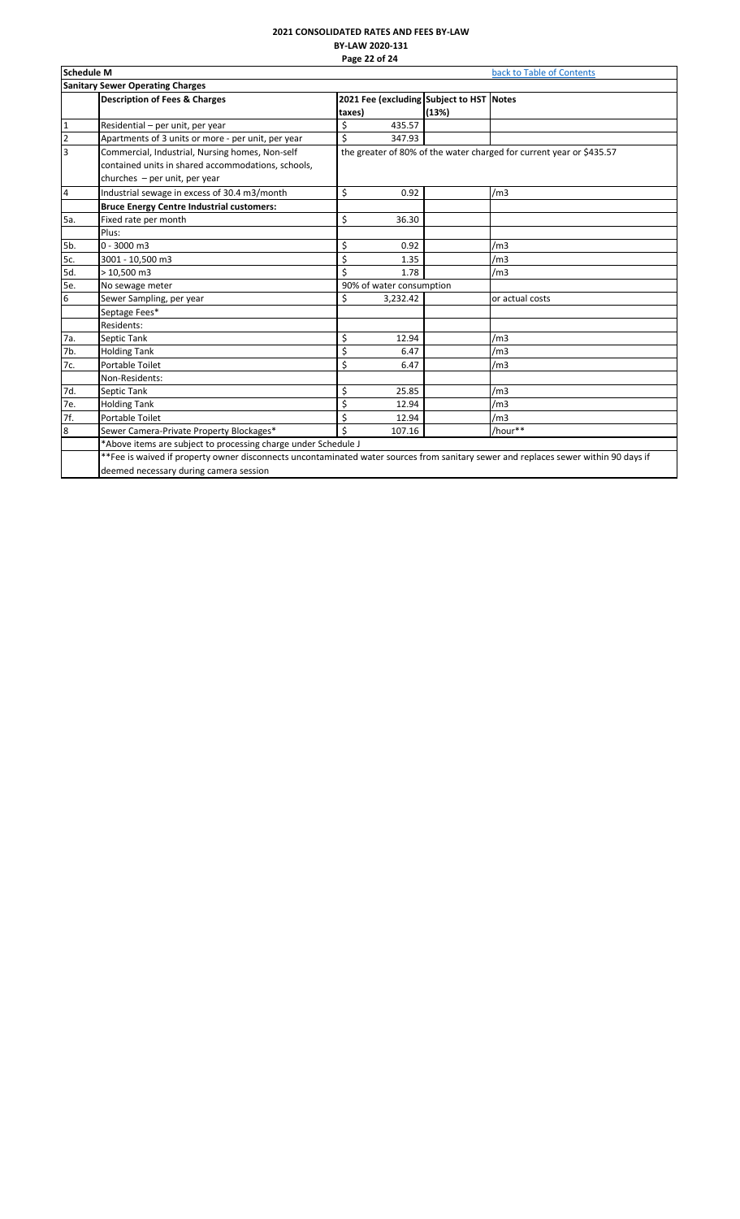**2021 CONSOLIDATED RATES AND FEES BY-LAW**
**BY-LAW 2020-131**

| **Schedule M** | | | | back to Table of Contents |
|---|---|---|---|---|
| **Sanitary Sewer Operating Charges** | | | | |
| | **Description of Fees & Charges** | **2021 Fee (excluding taxes)** | **Subject to HST (13%)** | **Notes** |
| 1 | Residential – per unit, per year | $ 435.57 | | |
| 2 | Apartments of 3 units or more - per unit, per year | $ 347.93 | | |
| 3 | Commercial, Industrial, Nursing homes, Non-self contained units in shared accommodations, schools, churches – per unit, per year | the greater of 80% of the water charged for current year or $435.57 | | |
| 4 | Industrial sewage in excess of 30.4 m3/month | $ 0.92 | | /m3 |
| | **Bruce Energy Centre Industrial customers:** | | | |
| 5a. | Fixed rate per month | $ 36.30 | | |
| | Plus: | | | |
| 5b. | 0 - 3000 m3 | $ 0.92 | | /m3 |
| 5c. | 3001 - 10,500 m3 | $ 1.35 | | /m3 |
| 5d. | > 10,500 m3 | $ 1.78 | | /m3 |
| 5e. | No sewage meter | 90% of water consumption | | |
| 6 | Sewer Sampling, per year | $ 3,232.42 | | or actual costs |
| | Septage Fees* | | | |
| | Residents: | | | |
| 7a. | Septic Tank | $ 12.94 | | /m3 |
| 7b. | Holding Tank | $ 6.47 | | /m3 |
| 7c. | Portable Toilet | $ 6.47 | | /m3 |
| | Non-Residents: | | | |
| 7d. | Septic Tank | $ 25.85 | | /m3 |
| 7e. | Holding Tank | $ 12.94 | | /m3 |
| 7f. | Portable Toilet | $ 12.94 | | /m3 |
| 8 | Sewer Camera-Private Property Blockages* | $ 107.16 | | /hour** |
| | *Above items are subject to processing charge under Schedule J | | | |
| | **Fee is waived if property owner disconnects uncontaminated water sources from sanitary sewer and replaces sewer within 90 days if deemed necessary during camera session | | | |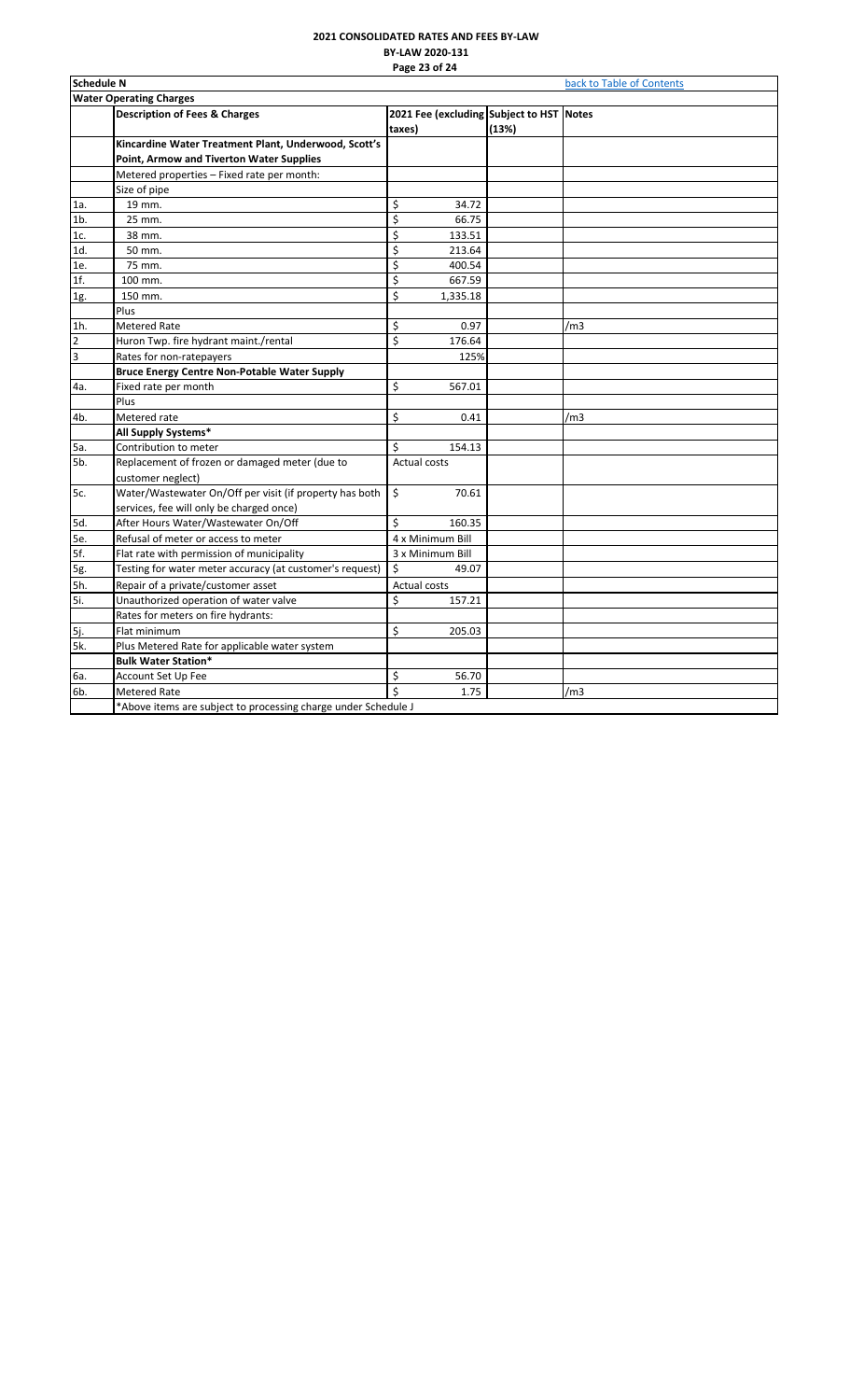**2021 CONSOLIDATED RATES AND FEES BY-LAW**
**BY-LAW 2020-131**

**Schedule N** — back to Table of Contents

**Water Operating Charges**

| | Description of Fees & Charges | 2021 Fee (excluding taxes) | Subject to HST (13%) | Notes |
|---|---|---|---|---|
| | **Kincardine Water Treatment Plant, Underwood, Scott's Point, Armow and Tiverton Water Supplies** | | | |
| | Metered properties – Fixed rate per month: | | | |
| | Size of pipe | | | |
| 1a. | 19 mm. | $ 34.72 | | |
| 1b. | 25 mm. | $ 66.75 | | |
| 1c. | 38 mm. | $ 133.51 | | |
| 1d. | 50 mm. | $ 213.64 | | |
| 1e. | 75 mm. | $ 400.54 | | |
| 1f. | 100 mm. | $ 667.59 | | |
| 1g. | 150 mm. | $ 1,335.18 | | |
| | Plus | | | |
| 1h. | Metered Rate | $ 0.97 | | /m3 |
| 2 | Huron Twp. fire hydrant maint./rental | $ 176.64 | | |
| 3 | Rates for non-ratepayers | 125% | | |
| | **Bruce Energy Centre Non-Potable Water Supply** | | | |
| 4a. | Fixed rate per month | $ 567.01 | | |
| | Plus | | | |
| 4b. | Metered rate | $ 0.41 | | /m3 |
| | **All Supply Systems*** | | | |
| 5a. | Contribution to meter | $ 154.13 | | |
| 5b. | Replacement of frozen or damaged meter (due to customer neglect) | Actual costs | | |
| 5c. | Water/Wastewater On/Off per visit (if property has both services, fee will only be charged once) | $ 70.61 | | |
| 5d. | After Hours Water/Wastewater On/Off | $ 160.35 | | |
| 5e. | Refusal of meter or access to meter | 4 x Minimum Bill | | |
| 5f. | Flat rate with permission of municipality | 3 x Minimum Bill | | |
| 5g. | Testing for water meter accuracy (at customer's request) | $ 49.07 | | |
| 5h. | Repair of a private/customer asset | Actual costs | | |
| 5i. | Unauthorized operation of water valve | $ 157.21 | | |
| | Rates for meters on fire hydrants: | | | |
| 5j. | Flat minimum | $ 205.03 | | |
| 5k. | Plus Metered Rate for applicable water system | | | |
| | **Bulk Water Station*** | | | |
| 6a. | Account Set Up Fee | $ 56.70 | | |
| 6b. | Metered Rate | $ 1.75 | | /m3 |
| | *Above items are subject to processing charge under Schedule J | | | |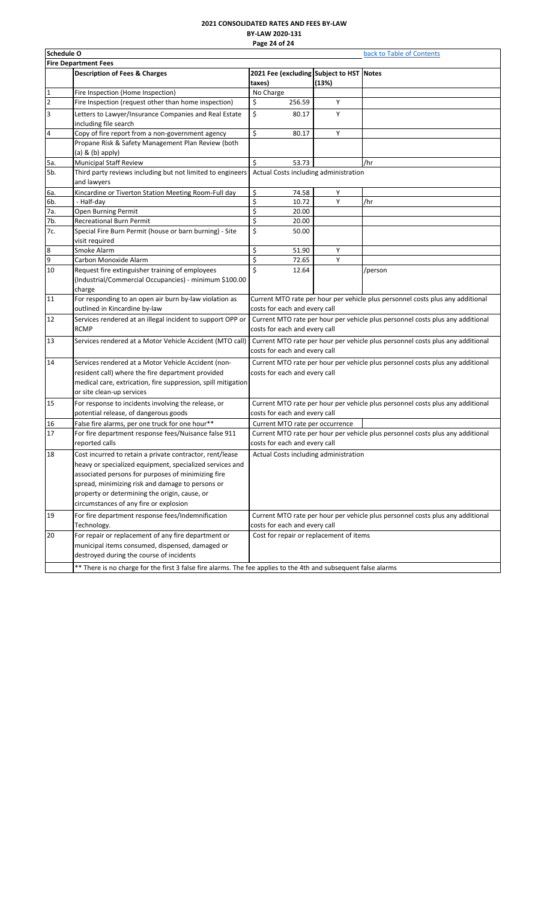**2021 CONSOLIDATED RATES AND FEES BY-LAW**
**BY-LAW 2020-131**

**Schedule O** back to Table of Contents

**Fire Department Fees**

| | Description of Fees & Charges | 2021 Fee (excluding taxes) | Subject to HST (13%) | Notes |
|---|---|---|---|---|
| 1 | Fire Inspection (Home Inspection) | No Charge | | |
| 2 | Fire Inspection (request other than home inspection) | $ 256.59 | Y | |
| 3 | Letters to Lawyer/Insurance Companies and Real Estate including file search | $ 80.17 | Y | |
| 4 | Copy of fire report from a non-government agency | $ 80.17 | Y | |
| | Propane Risk & Safety Management Plan Review (both (a) & (b) apply) | | | |
| 5a. | Municipal Staff Review | $ 53.73 | | /hr |
| 5b. | Third party reviews including but not limited to engineers and lawyers | Actual Costs including administration | | |
| 6a. | Kincardine or Tiverton Station Meeting Room-Full day | $ 74.58 | Y | |
| 6b. | - Half-day | $ 10.72 | Y | /hr |
| 7a. | Open Burning Permit | $ 20.00 | | |
| 7b. | Recreational Burn Permit | $ 20.00 | | |
| 7c. | Special Fire Burn Permit (house or barn burning) - Site visit required | $ 50.00 | | |
| 8 | Smoke Alarm | $ 51.90 | Y | |
| 9 | Carbon Monoxide Alarm | $ 72.65 | Y | |
| 10 | Request fire extinguisher training of employees (Industrial/Commercial Occupancies) - minimum $100.00 charge | $ 12.64 | | /person |
| 11 | For responding to an open air burn by-law violation as outlined in Kincardine by-law | Current MTO rate per hour per vehicle plus personnel costs plus any additional costs for each and every call | | |
| 12 | Services rendered at an illegal incident to support OPP or RCMP | Current MTO rate per hour per vehicle plus personnel costs plus any additional costs for each and every call | | |
| 13 | Services rendered at a Motor Vehicle Accident (MTO call) | Current MTO rate per hour per vehicle plus personnel costs plus any additional costs for each and every call | | |
| 14 | Services rendered at a Motor Vehicle Accident (non-resident call) where the fire department provided medical care, extrication, fire suppression, spill mitigation or site clean-up services | Current MTO rate per hour per vehicle plus personnel costs plus any additional costs for each and every call | | |
| 15 | For response to incidents involving the release, or potential release, of dangerous goods | Current MTO rate per hour per vehicle plus personnel costs plus any additional costs for each and every call | | |
| 16 | False fire alarms, per one truck for one hour** | Current MTO rate per occurrence | | |
| 17 | For fire department response fees/Nuisance false 911 reported calls | Current MTO rate per hour per vehicle plus personnel costs plus any additional costs for each and every call | | |
| 18 | Cost incurred to retain a private contractor, rent/lease heavy or specialized equipment, specialized services and associated persons for purposes of minimizing fire spread, minimizing risk and damage to persons or property or determining the origin, cause, or circumstances of any fire or explosion | Actual Costs including administration | | |
| 19 | For fire department response fees/Indemnification Technology. | Current MTO rate per hour per vehicle plus personnel costs plus any additional costs for each and every call | | |
| 20 | For repair or replacement of any fire department or municipal items consumed, dispensed, damaged or destroyed during the course of incidents | Cost for repair or replacement of items | | |
| | ** There is no charge for the first 3 false fire alarms. The fee applies to the 4th and subsequent false alarms | | | |